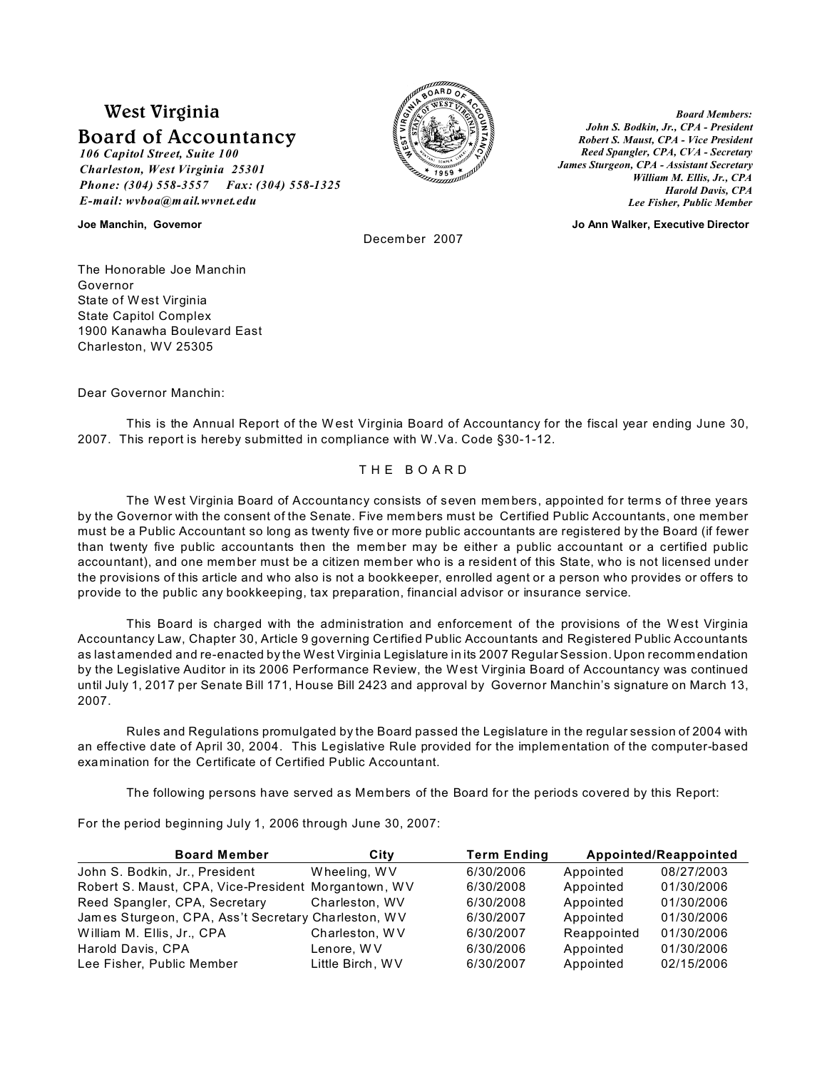# West Virginia Board of Accountancy

*106 Capitol Street, Suite 100*
*Charleston, West Virginia 25301*
*Phone: (304) 558-3557 Fax: (304) 558-1325*
*E-mail: wvboa@mail.wvnet.edu*

*Board Members:*
*John S. Bodkin, Jr., CPA - President*
*Robert S. Maust, CPA - Vice President*
*Reed Spangler, CPA, CVA - Secretary*
*James Sturgeon, CPA - Assistant Secretary*
*William M. Ellis, Jr., CPA*
*Harold Davis, CPA*
*Lee Fisher, Public Member*

**Joe Manchin, Governor**

**Jo Ann Walker, Executive Director**

December 2007

The Honorable Joe Manchin
Governor
State of West Virginia
State Capitol Complex
1900 Kanawha Boulevard East
Charleston, WV 25305

Dear Governor Manchin:

This is the Annual Report of the West Virginia Board of Accountancy for the fiscal year ending June 30, 2007. This report is hereby submitted in compliance with W.Va. Code §30-1-12.

## THE BOARD

The West Virginia Board of Accountancy consists of seven members, appointed for terms of three years by the Governor with the consent of the Senate. Five members must be Certified Public Accountants, one member must be a Public Accountant so long as twenty five or more public accountants are registered by the Board (if fewer than twenty five public accountants then the member may be either a public accountant or a certified public accountant), and one member must be a citizen member who is a resident of this State, who is not licensed under the provisions of this article and who also is not a bookkeeper, enrolled agent or a person who provides or offers to provide to the public any bookkeeping, tax preparation, financial advisor or insurance service.

This Board is charged with the administration and enforcement of the provisions of the West Virginia Accountancy Law, Chapter 30, Article 9 governing Certified Public Accountants and Registered Public Accountants as last amended and re-enacted by the West Virginia Legislature in its 2007 Regular Session. Upon recommendation by the Legislative Auditor in its 2006 Performance Review, the West Virginia Board of Accountancy was continued until July 1, 2017 per Senate Bill 171, House Bill 2423 and approval by Governor Manchin's signature on March 13, 2007.

Rules and Regulations promulgated by the Board passed the Legislature in the regular session of 2004 with an effective date of April 30, 2004. This Legislative Rule provided for the implementation of the computer-based examination for the Certificate of Certified Public Accountant.

The following persons have served as Members of the Board for the periods covered by this Report:

For the period beginning July 1, 2006 through June 30, 2007:

| Board Member | City | Term Ending | Appointed/Reappointed | |
|---|---|---|---|---|
| John S. Bodkin, Jr., President | Wheeling, WV | 6/30/2006 | Appointed | 08/27/2003 |
| Robert S. Maust, CPA, Vice-President | Morgantown, WV | 6/30/2008 | Appointed | 01/30/2006 |
| Reed Spangler, CPA, Secretary | Charleston, WV | 6/30/2008 | Appointed | 01/30/2006 |
| James Sturgeon, CPA, Ass't Secretary | Charleston, WV | 6/30/2007 | Appointed | 01/30/2006 |
| William M. Ellis, Jr., CPA | Charleston, WV | 6/30/2007 | Reappointed | 01/30/2006 |
| Harold Davis, CPA | Lenore, WV | 6/30/2006 | Appointed | 01/30/2006 |
| Lee Fisher, Public Member | Little Birch, WV | 6/30/2007 | Appointed | 02/15/2006 |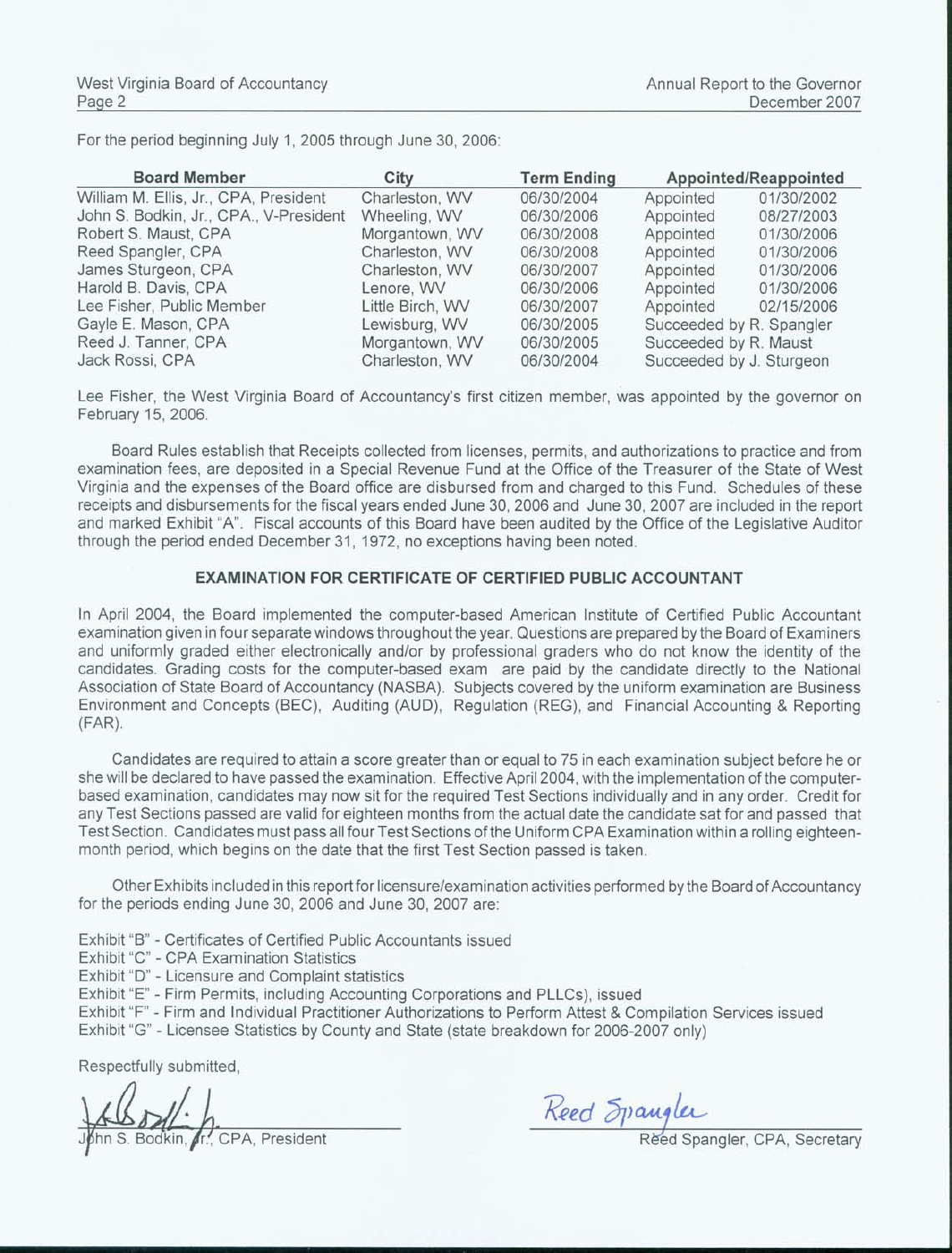For the period beginning July 1, 2005 through June 30, 2006:

| Board Member | City | Term Ending | Appointed/Reappointed | |
|---|---|---|---|---|
| William M. Ellis, Jr., CPA, President | Charleston, WV | 06/30/2004 | Appointed | 01/30/2002 |
| John S. Bodkin, Jr., CPA., V-President | Wheeling, WV | 06/30/2006 | Appointed | 08/27/2003 |
| Robert S. Maust, CPA | Morgantown, WV | 06/30/2008 | Appointed | 01/30/2006 |
| Reed Spangler, CPA | Charleston, WV | 06/30/2008 | Appointed | 01/30/2006 |
| James Sturgeon, CPA | Charleston, WV | 06/30/2007 | Appointed | 01/30/2006 |
| Harold B. Davis, CPA | Lenore, WV | 06/30/2006 | Appointed | 01/30/2006 |
| Lee Fisher, Public Member | Little Birch, WV | 06/30/2007 | Appointed | 02/15/2006 |
| Gayle E. Mason, CPA | Lewisburg, WV | 06/30/2005 | Succeeded by R. Spangler | |
| Reed J. Tanner, CPA | Morgantown, WV | 06/30/2005 | Succeeded by R. Maust | |
| Jack Rossi, CPA | Charleston, WV | 06/30/2004 | Succeeded by J. Sturgeon | |

Lee Fisher, the West Virginia Board of Accountancy's first citizen member, was appointed by the governor on February 15, 2006.

Board Rules establish that Receipts collected from licenses, permits, and authorizations to practice and from examination fees, are deposited in a Special Revenue Fund at the Office of the Treasurer of the State of West Virginia and the expenses of the Board office are disbursed from and charged to this Fund. Schedules of these receipts and disbursements for the fiscal years ended June 30, 2006 and June 30, 2007 are included in the report and marked Exhibit "A". Fiscal accounts of this Board have been audited by the Office of the Legislative Auditor through the period ended December 31, 1972, no exceptions having been noted.

## EXAMINATION FOR CERTIFICATE OF CERTIFIED PUBLIC ACCOUNTANT

In April 2004, the Board implemented the computer-based American Institute of Certified Public Accountant examination given in four separate windows throughout the year. Questions are prepared by the Board of Examiners and uniformly graded either electronically and/or by professional graders who do not know the identity of the candidates. Grading costs for the computer-based exam are paid by the candidate directly to the National Association of State Board of Accountancy (NASBA). Subjects covered by the uniform examination are Business Environment and Concepts (BEC), Auditing (AUD), Regulation (REG), and Financial Accounting & Reporting (FAR).

Candidates are required to attain a score greater than or equal to 75 in each examination subject before he or she will be declared to have passed the examination. Effective April 2004, with the implementation of the computer-based examination, candidates may now sit for the required Test Sections individually and in any order. Credit for any Test Sections passed are valid for eighteen months from the actual date the candidate sat for and passed that Test Section. Candidates must pass all four Test Sections of the Uniform CPA Examination within a rolling eighteen-month period, which begins on the date that the first Test Section passed is taken.

Other Exhibits included in this report for licensure/examination activities performed by the Board of Accountancy for the periods ending June 30, 2006 and June 30, 2007 are:

Exhibit "B" - Certificates of Certified Public Accountants issued
Exhibit "C" - CPA Examination Statistics
Exhibit "D" - Licensure and Complaint statistics
Exhibit "E" - Firm Permits, including Accounting Corporations and PLLCs), issued
Exhibit "F" - Firm and Individual Practitioner Authorizations to Perform Attest & Compilation Services issued
Exhibit "G" - Licensee Statistics by County and State (state breakdown for 2006-2007 only)

Respectfully submitted,

John S. Bodkin, Jr., CPA, President

Reed Spangler, CPA, Secretary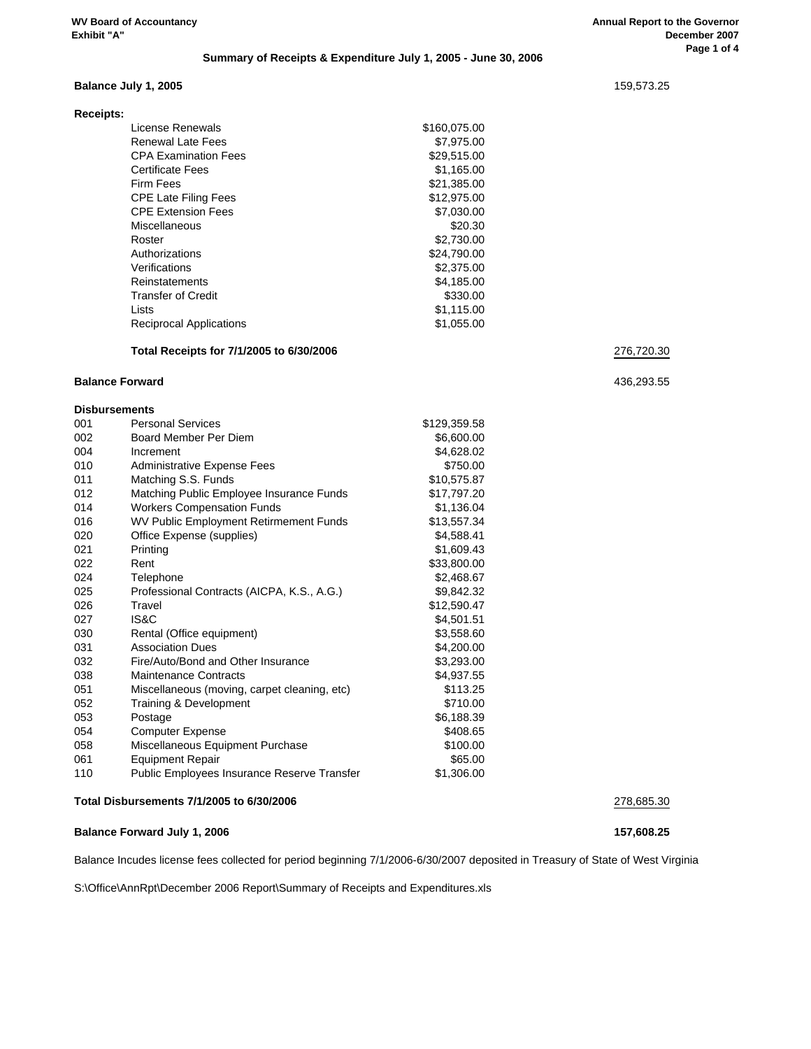WV Board of Accountancy
Exhibit "A"

Annual Report to the Governor
December 2007

### Summary of Receipts & Expenditure July 1, 2005 - June 30, 2006

| | | | |
|---|---|---|---|
| **Balance July 1, 2005** | | | 159,573.25 |
| **Receipts:** | | | |
| | License Renewals | $160,075.00 | |
| | Renewal Late Fees | $7,975.00 | |
| | CPA Examination Fees | $29,515.00 | |
| | Certificate Fees | $1,165.00 | |
| | Firm Fees | $21,385.00 | |
| | CPE Late Filing Fees | $12,975.00 | |
| | CPE Extension Fees | $7,030.00 | |
| | Miscellaneous | $20.30 | |
| | Roster | $2,730.00 | |
| | Authorizations | $24,790.00 | |
| | Verifications | $2,375.00 | |
| | Reinstatements | $4,185.00 | |
| | Transfer of Credit | $330.00 | |
| | Lists | $1,115.00 | |
| | Reciprocal Applications | $1,055.00 | |
| | **Total Receipts for 7/1/2005 to 6/30/2006** | | 276,720.30 |
| **Balance Forward** | | | 436,293.55 |
| **Disbursements** | | | |
| 001 | Personal Services | $129,359.58 | |
| 002 | Board Member Per Diem | $6,600.00 | |
| 004 | Increment | $4,628.02 | |
| 010 | Administrative Expense Fees | $750.00 | |
| 011 | Matching S.S. Funds | $10,575.87 | |
| 012 | Matching Public Employee Insurance Funds | $17,797.20 | |
| 014 | Workers Compensation Funds | $1,136.04 | |
| 016 | WV Public Employment Retirmement Funds | $13,557.34 | |
| 020 | Office Expense (supplies) | $4,588.41 | |
| 021 | Printing | $1,609.43 | |
| 022 | Rent | $33,800.00 | |
| 024 | Telephone | $2,468.67 | |
| 025 | Professional Contracts (AICPA, K.S., A.G.) | $9,842.32 | |
| 026 | Travel | $12,590.47 | |
| 027 | IS&C | $4,501.51 | |
| 030 | Rental (Office equipment) | $3,558.60 | |
| 031 | Association Dues | $4,200.00 | |
| 032 | Fire/Auto/Bond and Other Insurance | $3,293.00 | |
| 038 | Maintenance Contracts | $4,937.55 | |
| 051 | Miscellaneous (moving, carpet cleaning, etc) | $113.25 | |
| 052 | Training & Development | $710.00 | |
| 053 | Postage | $6,188.39 | |
| 054 | Computer Expense | $408.65 | |
| 058 | Miscellaneous Equipment Purchase | $100.00 | |
| 061 | Equipment Repair | $65.00 | |
| 110 | Public Employees Insurance Reserve Transfer | $1,306.00 | |
| **Total Disbursements 7/1/2005 to 6/30/2006** | | | 278,685.30 |
| **Balance Forward July 1, 2006** | | | **157,608.25** |

Balance Incudes license fees collected for period beginning 7/1/2006-6/30/2007 deposited in Treasury of State of West Virginia

S:\Office\AnnRpt\December 2006 Report\Summary of Receipts and Expenditures.xls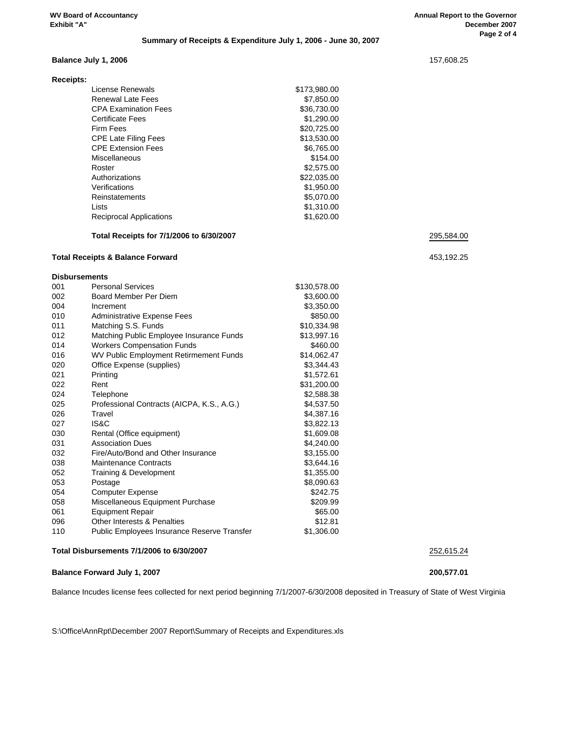**WV Board of Accountancy**
**Exhibit "A"**

**Annual Report to the Governor**
**December 2007**

## Summary of Receipts & Expenditure July 1, 2006 - June 30, 2007

| | | | |
|---|---|---|---|
| **Balance July 1, 2006** | | | 157,608.25 |
| **Receipts:** | | | |
| | License Renewals | $173,980.00 | |
| | Renewal Late Fees | $7,850.00 | |
| | CPA Examination Fees | $36,730.00 | |
| | Certificate Fees | $1,290.00 | |
| | Firm Fees | $20,725.00 | |
| | CPE Late Filing Fees | $13,530.00 | |
| | CPE Extension Fees | $6,765.00 | |
| | Miscellaneous | $154.00 | |
| | Roster | $2,575.00 | |
| | Authorizations | $22,035.00 | |
| | Verifications | $1,950.00 | |
| | Reinstatements | $5,070.00 | |
| | Lists | $1,310.00 | |
| | Reciprocal Applications | $1,620.00 | |
| | **Total Receipts for 7/1/2006 to 6/30/2007** | | 295,584.00 |
| **Total Receipts & Balance Forward** | | | 453,192.25 |
| **Disbursements** | | | |
| 001 | Personal Services | $130,578.00 | |
| 002 | Board Member Per Diem | $3,600.00 | |
| 004 | Increment | $3,350.00 | |
| 010 | Administrative Expense Fees | $850.00 | |
| 011 | Matching S.S. Funds | $10,334.98 | |
| 012 | Matching Public Employee Insurance Funds | $13,997.16 | |
| 014 | Workers Compensation Funds | $460.00 | |
| 016 | WV Public Employment Retirment Funds | $14,062.47 | |
| 020 | Office Expense (supplies) | $3,344.43 | |
| 021 | Printing | $1,572.61 | |
| 022 | Rent | $31,200.00 | |
| 024 | Telephone | $2,588.38 | |
| 025 | Professional Contracts (AICPA, K.S., A.G.) | $4,537.50 | |
| 026 | Travel | $4,387.16 | |
| 027 | IS&C | $3,822.13 | |
| 030 | Rental (Office equipment) | $1,609.08 | |
| 031 | Association Dues | $4,240.00 | |
| 032 | Fire/Auto/Bond and Other Insurance | $3,155.00 | |
| 038 | Maintenance Contracts | $3,644.16 | |
| 052 | Training & Development | $1,355.00 | |
| 053 | Postage | $8,090.63 | |
| 054 | Computer Expense | $242.75 | |
| 058 | Miscellaneous Equipment Purchase | $209.99 | |
| 061 | Equipment Repair | $65.00 | |
| 096 | Other Interests & Penalties | $12.81 | |
| 110 | Public Employees Insurance Reserve Transfer | $1,306.00 | |
| **Total Disbursements 7/1/2006 to 6/30/2007** | | | 252,615.24 |
| **Balance Forward July 1, 2007** | | | **200,577.01** |

Balance Incudes license fees collected for next period beginning 7/1/2007-6/30/2008 deposited in Treasury of State of West Virginia

S:\Office\AnnRpt\December 2007 Report\Summary of Receipts and Expenditures.xls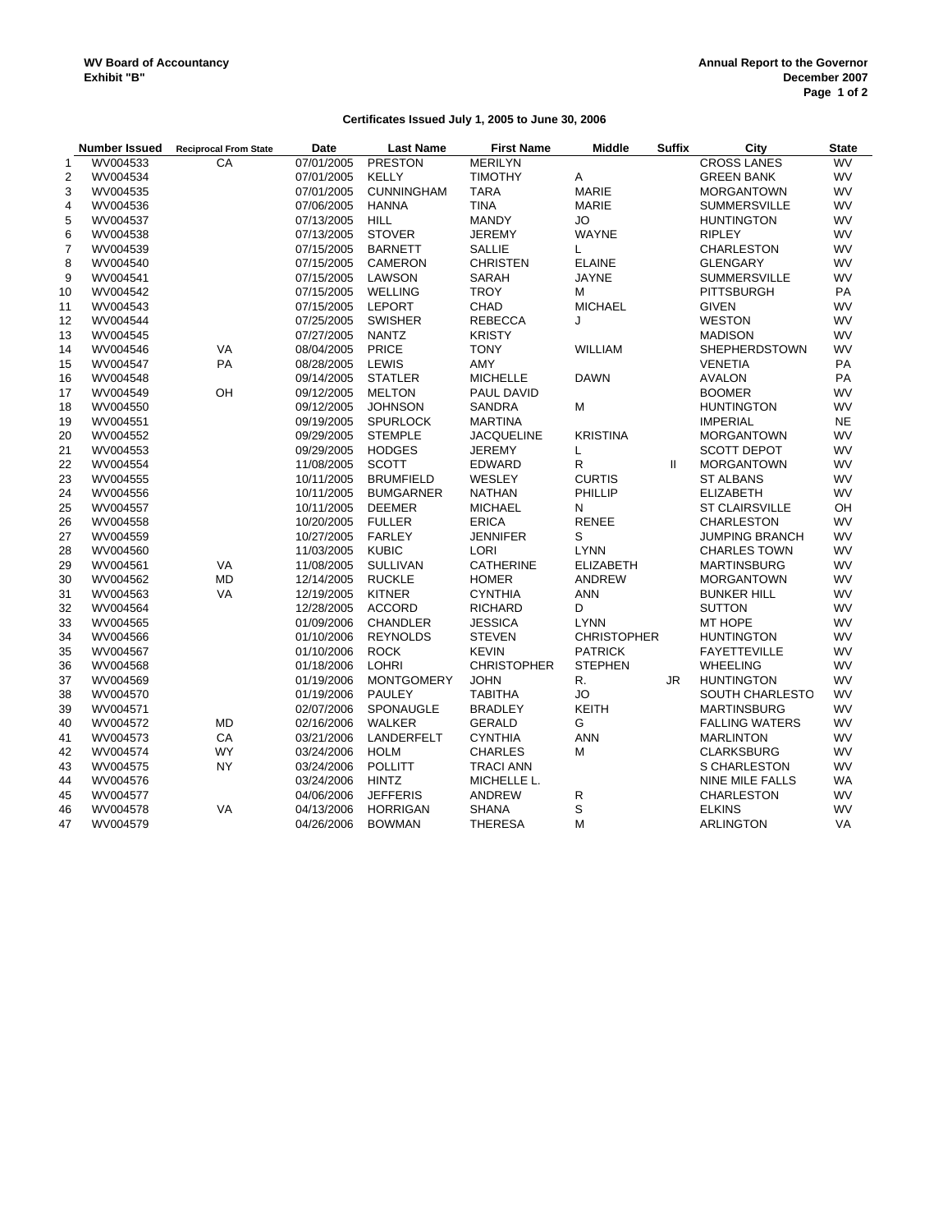**WV Board of Accountancy**
**Exhibit "B"**

**Annual Report to the Governor**
**December 2007**

**Certificates Issued July 1, 2005 to June 30, 2006**

| | Number Issued | Reciprocal From State | Date | Last Name | First Name | Middle | Suffix | City | State |
|---|---|---|---|---|---|---|---|---|---|
| 1 | WV004533 | CA | 07/01/2005 | PRESTON | MERILYN | | | CROSS LANES | WV |
| 2 | WV004534 | | 07/01/2005 | KELLY | TIMOTHY | A | | GREEN BANK | WV |
| 3 | WV004535 | | 07/01/2005 | CUNNINGHAM | TARA | MARIE | | MORGANTOWN | WV |
| 4 | WV004536 | | 07/06/2005 | HANNA | TINA | MARIE | | SUMMERSVILLE | WV |
| 5 | WV004537 | | 07/13/2005 | HILL | MANDY | JO | | HUNTINGTON | WV |
| 6 | WV004538 | | 07/13/2005 | STOVER | JEREMY | WAYNE | | RIPLEY | WV |
| 7 | WV004539 | | 07/15/2005 | BARNETT | SALLIE | L | | CHARLESTON | WV |
| 8 | WV004540 | | 07/15/2005 | CAMERON | CHRISTEN | ELAINE | | GLENGARY | WV |
| 9 | WV004541 | | 07/15/2005 | LAWSON | SARAH | JAYNE | | SUMMERSVILLE | WV |
| 10 | WV004542 | | 07/15/2005 | WELLING | TROY | M | | PITTSBURGH | PA |
| 11 | WV004543 | | 07/15/2005 | LEPORT | CHAD | MICHAEL | | GIVEN | WV |
| 12 | WV004544 | | 07/25/2005 | SWISHER | REBECCA | J | | WESTON | WV |
| 13 | WV004545 | | 07/27/2005 | NANTZ | KRISTY | | | MADISON | WV |
| 14 | WV004546 | VA | 08/04/2005 | PRICE | TONY | WILLIAM | | SHEPHERDSTOWN | WV |
| 15 | WV004547 | PA | 08/28/2005 | LEWIS | AMY | | | VENETIA | PA |
| 16 | WV004548 | | 09/14/2005 | STATLER | MICHELLE | DAWN | | AVALON | PA |
| 17 | WV004549 | OH | 09/12/2005 | MELTON | PAUL DAVID | | | BOOMER | WV |
| 18 | WV004550 | | 09/12/2005 | JOHNSON | SANDRA | M | | HUNTINGTON | WV |
| 19 | WV004551 | | 09/19/2005 | SPURLOCK | MARTINA | | | IMPERIAL | NE |
| 20 | WV004552 | | 09/29/2005 | STEMPLE | JACQUELINE | KRISTINA | | MORGANTOWN | WV |
| 21 | WV004553 | | 09/29/2005 | HODGES | JEREMY | L | | SCOTT DEPOT | WV |
| 22 | WV004554 | | 11/08/2005 | SCOTT | EDWARD | R | II | MORGANTOWN | WV |
| 23 | WV004555 | | 10/11/2005 | BRUMFIELD | WESLEY | CURTIS | | ST ALBANS | WV |
| 24 | WV004556 | | 10/11/2005 | BUMGARNER | NATHAN | PHILLIP | | ELIZABETH | WV |
| 25 | WV004557 | | 10/11/2005 | DEEMER | MICHAEL | N | | ST CLAIRSVILLE | OH |
| 26 | WV004558 | | 10/20/2005 | FULLER | ERICA | RENEE | | CHARLESTON | WV |
| 27 | WV004559 | | 10/27/2005 | FARLEY | JENNIFER | S | | JUMPING BRANCH | WV |
| 28 | WV004560 | | 11/03/2005 | KUBIC | LORI | LYNN | | CHARLES TOWN | WV |
| 29 | WV004561 | VA | 11/08/2005 | SULLIVAN | CATHERINE | ELIZABETH | | MARTINSBURG | WV |
| 30 | WV004562 | MD | 12/14/2005 | RUCKLE | HOMER | ANDREW | | MORGANTOWN | WV |
| 31 | WV004563 | VA | 12/19/2005 | KITNER | CYNTHIA | ANN | | BUNKER HILL | WV |
| 32 | WV004564 | | 12/28/2005 | ACCORD | RICHARD | D | | SUTTON | WV |
| 33 | WV004565 | | 01/09/2006 | CHANDLER | JESSICA | LYNN | | MT HOPE | WV |
| 34 | WV004566 | | 01/10/2006 | REYNOLDS | STEVEN | CHRISTOPHER | | HUNTINGTON | WV |
| 35 | WV004567 | | 01/10/2006 | ROCK | KEVIN | PATRICK | | FAYETTEVILLE | WV |
| 36 | WV004568 | | 01/18/2006 | LOHRI | CHRISTOPHER | STEPHEN | | WHEELING | WV |
| 37 | WV004569 | | 01/19/2006 | MONTGOMERY | JOHN | R. | JR | HUNTINGTON | WV |
| 38 | WV004570 | | 01/19/2006 | PAULEY | TABITHA | JO | | SOUTH CHARLESTO | WV |
| 39 | WV004571 | | 02/07/2006 | SPONAUGLE | BRADLEY | KEITH | | MARTINSBURG | WV |
| 40 | WV004572 | MD | 02/16/2006 | WALKER | GERALD | G | | FALLING WATERS | WV |
| 41 | WV004573 | CA | 03/21/2006 | LANDERFELT | CYNTHIA | ANN | | MARLINTON | WV |
| 42 | WV004574 | WY | 03/24/2006 | HOLM | CHARLES | M | | CLARKSBURG | WV |
| 43 | WV004575 | NY | 03/24/2006 | POLLITT | TRACI ANN | | | S CHARLESTON | WV |
| 44 | WV004576 | | 03/24/2006 | HINTZ | MICHELLE L. | | | NINE MILE FALLS | WA |
| 45 | WV004577 | | 04/06/2006 | JEFFERIS | ANDREW | R | | CHARLESTON | WV |
| 46 | WV004578 | VA | 04/13/2006 | HORRIGAN | SHANA | S | | ELKINS | WV |
| 47 | WV004579 | | 04/26/2006 | BOWMAN | THERESA | M | | ARLINGTON | VA |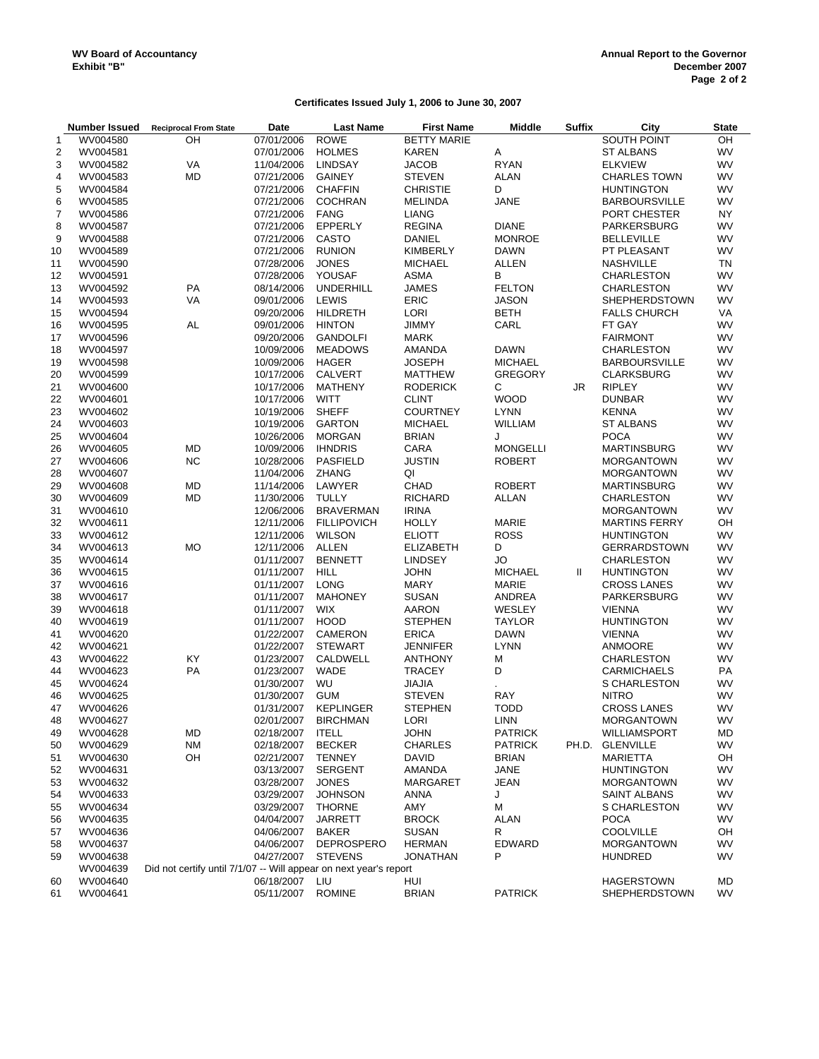**WV Board of Accountancy**
**Exhibit "B"**

**Annual Report to the Governor**
**December 2007**

### Certificates Issued July 1, 2006 to June 30, 2007

| | Number Issued | Reciprocal From State | Date | Last Name | First Name | Middle | Suffix | City | State |
|---|---|---|---|---|---|---|---|---|---|
| 1 | WV004580 | OH | 07/01/2006 | ROWE | BETTY MARIE | | | SOUTH POINT | OH |
| 2 | WV004581 | | 07/01/2006 | HOLMES | KAREN | A | | ST ALBANS | WV |
| 3 | WV004582 | VA | 11/04/2006 | LINDSAY | JACOB | RYAN | | ELKVIEW | WV |
| 4 | WV004583 | MD | 07/21/2006 | GAINEY | STEVEN | ALAN | | CHARLES TOWN | WV |
| 5 | WV004584 | | 07/21/2006 | CHAFFIN | CHRISTIE | D | | HUNTINGTON | WV |
| 6 | WV004585 | | 07/21/2006 | COCHRAN | MELINDA | JANE | | BARBOURSVILLE | WV |
| 7 | WV004586 | | 07/21/2006 | FANG | LIANG | | | PORT CHESTER | NY |
| 8 | WV004587 | | 07/21/2006 | EPPERLY | REGINA | DIANE | | PARKERSBURG | WV |
| 9 | WV004588 | | 07/21/2006 | CASTO | DANIEL | MONROE | | BELLEVILLE | WV |
| 10 | WV004589 | | 07/21/2006 | RUNION | KIMBERLY | DAWN | | PT PLEASANT | WV |
| 11 | WV004590 | | 07/28/2006 | JONES | MICHAEL | ALLEN | | NASHVILLE | TN |
| 12 | WV004591 | | 07/28/2006 | YOUSAF | ASMA | B | | CHARLESTON | WV |
| 13 | WV004592 | PA | 08/14/2006 | UNDERHILL | JAMES | FELTON | | CHARLESTON | WV |
| 14 | WV004593 | VA | 09/01/2006 | LEWIS | ERIC | JASON | | SHEPHERDSTOWN | WV |
| 15 | WV004594 | | 09/20/2006 | HILDRETH | LORI | BETH | | FALLS CHURCH | VA |
| 16 | WV004595 | AL | 09/01/2006 | HINTON | JIMMY | CARL | | FT GAY | WV |
| 17 | WV004596 | | 09/20/2006 | GANDOLFI | MARK | | | FAIRMONT | WV |
| 18 | WV004597 | | 10/09/2006 | MEADOWS | AMANDA | DAWN | | CHARLESTON | WV |
| 19 | WV004598 | | 10/09/2006 | HAGER | JOSEPH | MICHAEL | | BARBOURSVILLE | WV |
| 20 | WV004599 | | 10/17/2006 | CALVERT | MATTHEW | GREGORY | | CLARKSBURG | WV |
| 21 | WV004600 | | 10/17/2006 | MATHENY | RODERICK | C | JR | RIPLEY | WV |
| 22 | WV004601 | | 10/17/2006 | WITT | CLINT | WOOD | | DUNBAR | WV |
| 23 | WV004602 | | 10/19/2006 | SHEFF | COURTNEY | LYNN | | KENNA | WV |
| 24 | WV004603 | | 10/19/2006 | GARTON | MICHAEL | WILLIAM | | ST ALBANS | WV |
| 25 | WV004604 | | 10/26/2006 | MORGAN | BRIAN | J | | POCA | WV |
| 26 | WV004605 | MD | 10/09/2006 | IHNDRIS | CARA | MONGELLI | | MARTINSBURG | WV |
| 27 | WV004606 | NC | 10/28/2006 | PASFIELD | JUSTIN | ROBERT | | MORGANTOWN | WV |
| 28 | WV004607 | | 11/04/2006 | ZHANG | QI | | | MORGANTOWN | WV |
| 29 | WV004608 | MD | 11/14/2006 | LAWYER | CHAD | ROBERT | | MARTINSBURG | WV |
| 30 | WV004609 | MD | 11/30/2006 | TULLY | RICHARD | ALLAN | | CHARLESTON | WV |
| 31 | WV004610 | | 12/06/2006 | BRAVERMAN | IRINA | | | MORGANTOWN | WV |
| 32 | WV004611 | | 12/11/2006 | FILLIPOVICH | HOLLY | MARIE | | MARTINS FERRY | OH |
| 33 | WV004612 | | 12/11/2006 | WILSON | ELIOTT | ROSS | | HUNTINGTON | WV |
| 34 | WV004613 | MO | 12/11/2006 | ALLEN | ELIZABETH | D | | GERRARDSTOWN | WV |
| 35 | WV004614 | | 01/11/2007 | BENNETT | LINDSEY | JO | | CHARLESTON | WV |
| 36 | WV004615 | | 01/11/2007 | HILL | JOHN | MICHAEL | II | HUNTINGTON | WV |
| 37 | WV004616 | | 01/11/2007 | LONG | MARY | MARIE | | CROSS LANES | WV |
| 38 | WV004617 | | 01/11/2007 | MAHONEY | SUSAN | ANDREA | | PARKERSBURG | WV |
| 39 | WV004618 | | 01/11/2007 | WIX | AARON | WESLEY | | VIENNA | WV |
| 40 | WV004619 | | 01/11/2007 | HOOD | STEPHEN | TAYLOR | | HUNTINGTON | WV |
| 41 | WV004620 | | 01/22/2007 | CAMERON | ERICA | DAWN | | VIENNA | WV |
| 42 | WV004621 | | 01/22/2007 | STEWART | JENNIFER | LYNN | | ANMOORE | WV |
| 43 | WV004622 | KY | 01/23/2007 | CALDWELL | ANTHONY | M | | CHARLESTON | WV |
| 44 | WV004623 | PA | 01/23/2007 | WADE | TRACEY | D | | CARMICHAELS | PA |
| 45 | WV004624 | | 01/30/2007 | WU | JIAJIA | . | | S CHARLESTON | WV |
| 46 | WV004625 | | 01/30/2007 | GUM | STEVEN | RAY | | NITRO | WV |
| 47 | WV004626 | | 01/31/2007 | KEPLINGER | STEPHEN | TODD | | CROSS LANES | WV |
| 48 | WV004627 | | 02/01/2007 | BIRCHMAN | LORI | LINN | | MORGANTOWN | WV |
| 49 | WV004628 | MD | 02/18/2007 | ITELL | JOHN | PATRICK | | WILLIAMSPORT | MD |
| 50 | WV004629 | NM | 02/18/2007 | BECKER | CHARLES | PATRICK | PH.D. | GLENVILLE | WV |
| 51 | WV004630 | OH | 02/21/2007 | TENNEY | DAVID | BRIAN | | MARIETTA | OH |
| 52 | WV004631 | | 03/13/2007 | SERGENT | AMANDA | JANE | | HUNTINGTON | WV |
| 53 | WV004632 | | 03/28/2007 | JONES | MARGARET | JEAN | | MORGANTOWN | WV |
| 54 | WV004633 | | 03/29/2007 | JOHNSON | ANNA | J | | SAINT ALBANS | WV |
| 55 | WV004634 | | 03/29/2007 | THORNE | AMY | M | | S CHARLESTON | WV |
| 56 | WV004635 | | 04/04/2007 | JARRETT | BROCK | ALAN | | POCA | WV |
| 57 | WV004636 | | 04/06/2007 | BAKER | SUSAN | R | | COOLVILLE | OH |
| 58 | WV004637 | | 04/06/2007 | DEPROSPERO | HERMAN | EDWARD | | MORGANTOWN | WV |
| 59 | WV004638 | | 04/27/2007 | STEVENS | JONATHAN | P | | HUNDRED | WV |
| | WV004639 | Did not certify until 7/1/07 -- Will appear on next year's report | | | | | | | |
| 60 | WV004640 | | 06/18/2007 | LIU | HUI | | | HAGERSTOWN | MD |
| 61 | WV004641 | | 05/11/2007 | ROMINE | BRIAN | PATRICK | | SHEPHERDSTOWN | WV |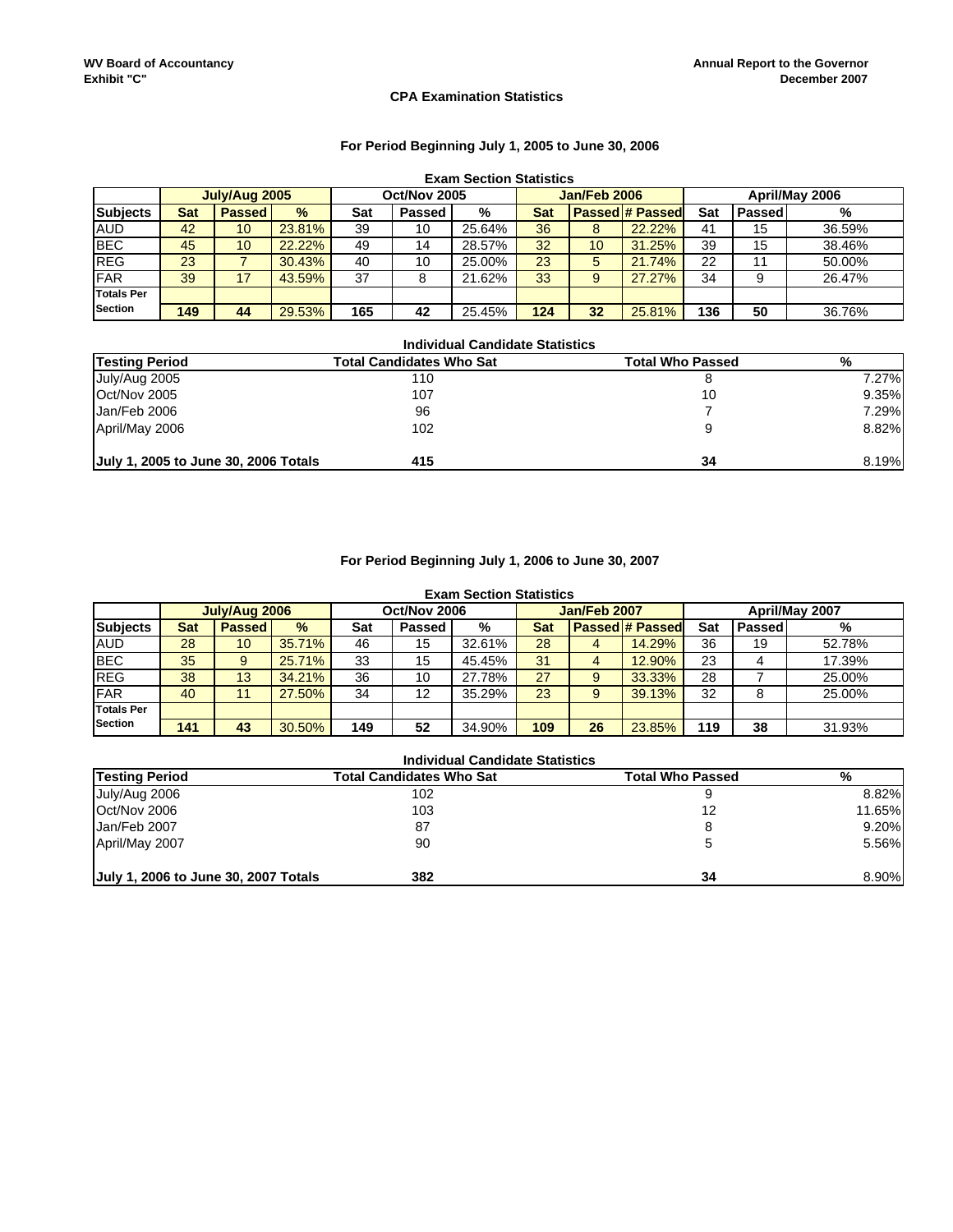WV Board of Accountancy
Exhibit "C"

Annual Report to the Governor
December 2007

### CPA Examination Statistics

#### For Period Beginning July 1, 2005 to June 30, 2006

**Exam Section Statistics**

| | July/Aug 2005 | | | Oct/Nov 2005 | | | Jan/Feb 2006 | | | April/May 2006 | | |
|---|---|---|---|---|---|---|---|---|---|---|---|---|
| **Subjects** | **Sat** | **Passed** | **%** | **Sat** | **Passed** | **%** | **Sat** | **Passed** | **# Passed** | **Sat** | **Passed** | **%** |
| AUD | 42 | 10 | 23.81% | 39 | 10 | 25.64% | 36 | 8 | 22.22% | 41 | 15 | 36.59% |
| BEC | 45 | 10 | 22.22% | 49 | 14 | 28.57% | 32 | 10 | 31.25% | 39 | 15 | 38.46% |
| REG | 23 | 7 | 30.43% | 40 | 10 | 25.00% | 23 | 5 | 21.74% | 22 | 11 | 50.00% |
| FAR | 39 | 17 | 43.59% | 37 | 8 | 21.62% | 33 | 9 | 27.27% | 34 | 9 | 26.47% |
| **Totals Per Section** | **149** | **44** | 29.53% | **165** | **42** | 25.45% | **124** | **32** | 25.81% | **136** | **50** | 36.76% |

**Individual Candidate Statistics**

| Testing Period | Total Candidates Who Sat | Total Who Passed | % |
|---|---|---|---|
| July/Aug 2005 | 110 | 8 | 7.27% |
| Oct/Nov 2005 | 107 | 10 | 9.35% |
| Jan/Feb 2006 | 96 | 7 | 7.29% |
| April/May 2006 | 102 | 9 | 8.82% |
| **July 1, 2005 to June 30, 2006 Totals** | **415** | **34** | 8.19% |

#### For Period Beginning July 1, 2006 to June 30, 2007

**Exam Section Statistics**

| | July/Aug 2006 | | | Oct/Nov 2006 | | | Jan/Feb 2007 | | | April/May 2007 | | |
|---|---|---|---|---|---|---|---|---|---|---|---|---|
| **Subjects** | **Sat** | **Passed** | **%** | **Sat** | **Passed** | **%** | **Sat** | **Passed** | **# Passed** | **Sat** | **Passed** | **%** |
| AUD | 28 | 10 | 35.71% | 46 | 15 | 32.61% | 28 | 4 | 14.29% | 36 | 19 | 52.78% |
| BEC | 35 | 9 | 25.71% | 33 | 15 | 45.45% | 31 | 4 | 12.90% | 23 | 4 | 17.39% |
| REG | 38 | 13 | 34.21% | 36 | 10 | 27.78% | 27 | 9 | 33.33% | 28 | 7 | 25.00% |
| FAR | 40 | 11 | 27.50% | 34 | 12 | 35.29% | 23 | 9 | 39.13% | 32 | 8 | 25.00% |
| **Totals Per Section** | **141** | **43** | 30.50% | **149** | **52** | 34.90% | **109** | **26** | 23.85% | **119** | **38** | 31.93% |

**Individual Candidate Statistics**

| Testing Period | Total Candidates Who Sat | Total Who Passed | % |
|---|---|---|---|
| July/Aug 2006 | 102 | 9 | 8.82% |
| Oct/Nov 2006 | 103 | 12 | 11.65% |
| Jan/Feb 2007 | 87 | 8 | 9.20% |
| April/May 2007 | 90 | 5 | 5.56% |
| **July 1, 2006 to June 30, 2007 Totals** | **382** | **34** | 8.90% |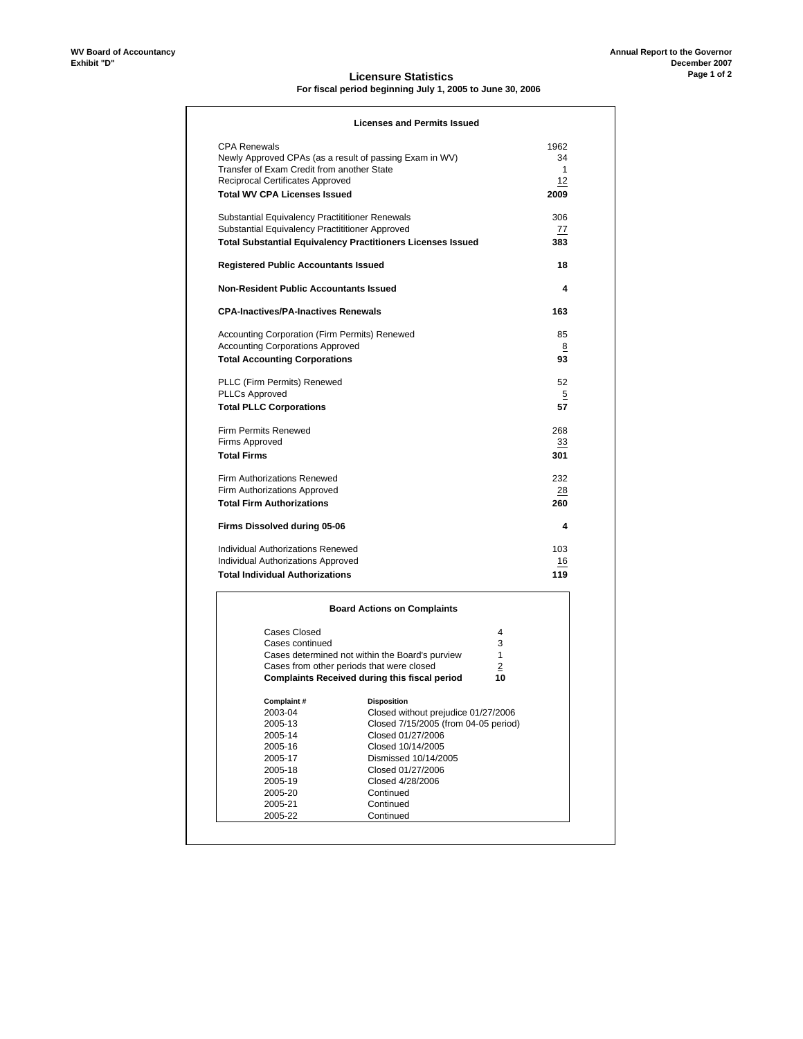WV Board of Accountancy
Exhibit "D"

Annual Report to the Governor
December 2007

# Licensure Statistics

**For fiscal period beginning July 1, 2005 to June 30, 2006**

## Licenses and Permits Issued

| Item | Count |
|---|---|
| CPA Renewals | 1962 |
| Newly Approved CPAs (as a result of passing Exam in WV) | 34 |
| Transfer of Exam Credit from another State | 1 |
| Reciprocal Certificates Approved | 12 |
| **Total WV CPA Licenses Issued** | **2009** |
| Substantial Equivalency Practititioner Renewals | 306 |
| Substantial Equivalency Practititioner Approved | 77 |
| **Total Substantial Equivalency Practitioners Licenses Issued** | **383** |
| **Registered Public Accountants Issued** | **18** |
| **Non-Resident Public Accountants Issued** | **4** |
| **CPA-Inactives/PA-Inactives Renewals** | **163** |
| Accounting Corporation (Firm Permits) Renewed | 85 |
| Accounting Corporations Approved | 8 |
| **Total Accounting Corporations** | **93** |
| PLLC (Firm Permits) Renewed | 52 |
| PLLCs Approved | 5 |
| **Total PLLC Corporations** | **57** |
| Firm Permits Renewed | 268 |
| Firms Approved | 33 |
| **Total Firms** | **301** |
| Firm Authorizations Renewed | 232 |
| Firm Authorizations Approved | 28 |
| **Total Firm Authorizations** | **260** |
| **Firms Dissolved during 05-06** | **4** |
| Individual Authorizations Renewed | 103 |
| Individual Authorizations Approved | 16 |
| **Total Individual Authorizations** | **119** |

## Board Actions on Complaints

| Item | Count |
|---|---|
| Cases Closed | 4 |
| Cases continued | 3 |
| Cases determined not within the Board's purview | 1 |
| Cases from other periods that were closed | 2 |
| **Complaints Received during this fiscal period** | **10** |

| Complaint # | Disposition |
|---|---|
| 2003-04 | Closed without prejudice 01/27/2006 |
| 2005-13 | Closed 7/15/2005 (from 04-05 period) |
| 2005-14 | Closed 01/27/2006 |
| 2005-16 | Closed 10/14/2005 |
| 2005-17 | Dismissed 10/14/2005 |
| 2005-18 | Closed 01/27/2006 |
| 2005-19 | Closed 4/28/2006 |
| 2005-20 | Continued |
| 2005-21 | Continued |
| 2005-22 | Continued |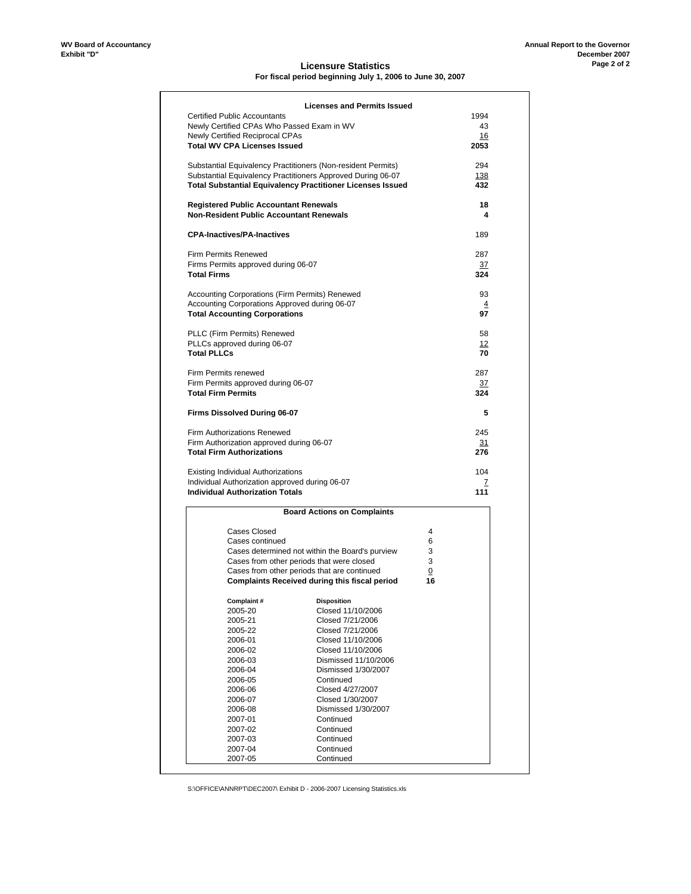WV Board of Accountancy
Exhibit "D"

Annual Report to the Governor
December 2007

## Licensure Statistics

**For fiscal period beginning July 1, 2006 to June 30, 2007**

### Licenses and Permits Issued

| | |
|---|---|
| Certified Public Accountants | 1994 |
| Newly Certified CPAs Who Passed Exam in WV | 43 |
| Newly Certified Reciprocal CPAs | 16 |
| **Total WV CPA Licenses Issued** | **2053** |
| | |
| Substantial Equivalency Practitioners (Non-resident Permits) | 294 |
| Substantial Equivalency Practitioners Approved During 06-07 | 138 |
| **Total Substantial Equivalency Practitioner Licenses Issued** | **432** |
| | |
| **Registered Public Accountant Renewals** | **18** |
| **Non-Resident Public Accountant Renewals** | **4** |
| | |
| **CPA-Inactives/PA-Inactives** | 189 |
| | |
| Firm Permits Renewed | 287 |
| Firms Permits approved during 06-07 | 37 |
| **Total Firms** | **324** |
| | |
| Accounting Corporations (Firm Permits) Renewed | 93 |
| Accounting Corporations Approved during 06-07 | 4 |
| **Total Accounting Corporations** | **97** |
| | |
| PLLC (Firm Permits) Renewed | 58 |
| PLLCs approved during 06-07 | 12 |
| **Total PLLCs** | **70** |
| | |
| Firm Permits renewed | 287 |
| Firm Permits approved during 06-07 | 37 |
| **Total Firm Permits** | **324** |
| | |
| **Firms Dissolved During 06-07** | **5** |
| | |
| Firm Authorizations Renewed | 245 |
| Firm Authorization approved during 06-07 | 31 |
| **Total Firm Authorizations** | **276** |
| | |
| Existing Individual Authorizations | 104 |
| Individual Authorization approved during 06-07 | 7 |
| **Individual Authorization Totals** | **111** |

### Board Actions on Complaints

| | |
|---|---|
| Cases Closed | 4 |
| Cases continued | 6 |
| Cases determined not within the Board's purview | 3 |
| Cases from other periods that were closed | 3 |
| Cases from other periods that are continued | 0 |
| **Complaints Received during this fiscal period** | **16** |

| Complaint # | Disposition |
|---|---|
| 2005-20 | Closed 11/10/2006 |
| 2005-21 | Closed 7/21/2006 |
| 2005-22 | Closed 7/21/2006 |
| 2006-01 | Closed 11/10/2006 |
| 2006-02 | Closed 11/10/2006 |
| 2006-03 | Dismissed 11/10/2006 |
| 2006-04 | Dismissed 1/30/2007 |
| 2006-05 | Continued |
| 2006-06 | Closed 4/27/2007 |
| 2006-07 | Closed 1/30/2007 |
| 2006-08 | Dismissed 1/30/2007 |
| 2007-01 | Continued |
| 2007-02 | Continued |
| 2007-03 | Continued |
| 2007-04 | Continued |
| 2007-05 | Continued |

S:\OFFICE\ANNRPT\DEC2007\ Exhibit D - 2006-2007 Licensing Statistics.xls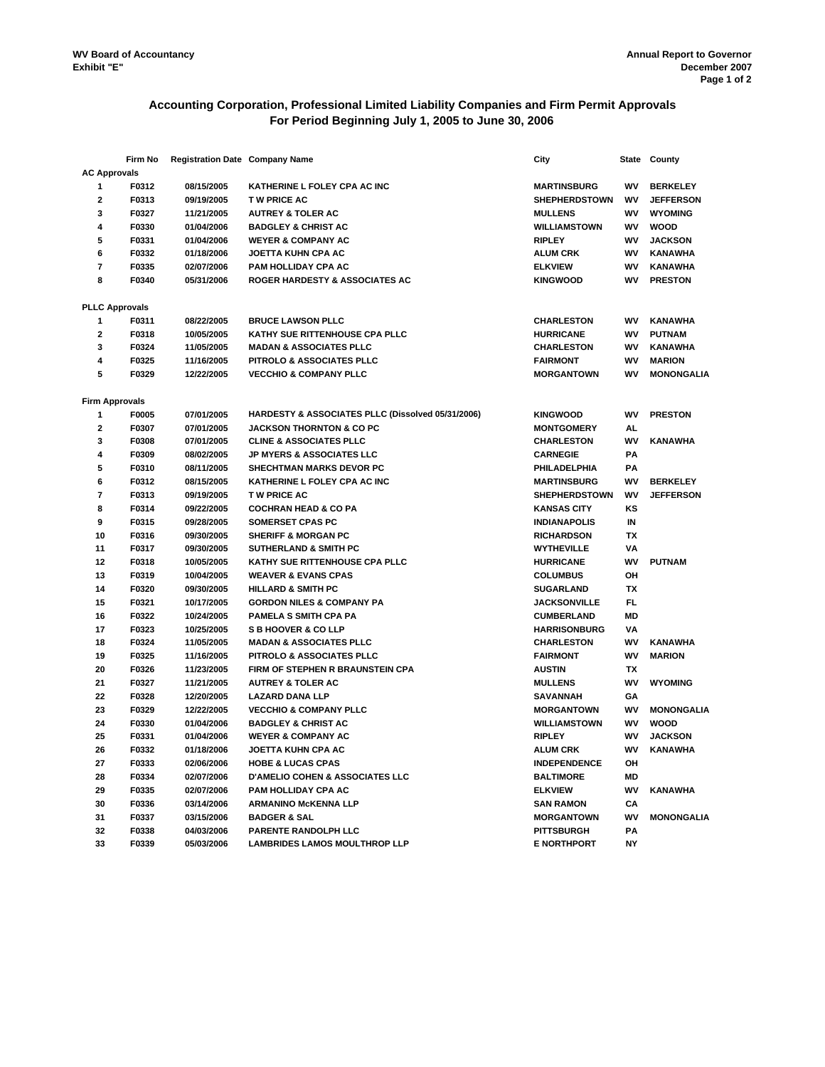WV Board of Accountancy
Exhibit "E"

Annual Report to Governor
December 2007

## Accounting Corporation, Professional Limited Liability Companies and Firm Permit Approvals
## For Period Beginning July 1, 2005 to June 30, 2006

| | Firm No | Registration Date | Company Name | City | State | County |
|---|---|---|---|---|---|---|
| **AC Approvals** | | | | | | |
| 1 | F0312 | 08/15/2005 | KATHERINE L FOLEY CPA AC INC | MARTINSBURG | WV | BERKELEY |
| 2 | F0313 | 09/19/2005 | T W PRICE AC | SHEPHERDSTOWN | WV | JEFFERSON |
| 3 | F0327 | 11/21/2005 | AUTREY & TOLER AC | MULLENS | WV | WYOMING |
| 4 | F0330 | 01/04/2006 | BADGLEY & CHRIST AC | WILLIAMSTOWN | WV | WOOD |
| 5 | F0331 | 01/04/2006 | WEYER & COMPANY AC | RIPLEY | WV | JACKSON |
| 6 | F0332 | 01/18/2006 | JOETTA KUHN CPA AC | ALUM CRK | WV | KANAWHA |
| 7 | F0335 | 02/07/2006 | PAM HOLLIDAY CPA AC | ELKVIEW | WV | KANAWHA |
| 8 | F0340 | 05/31/2006 | ROGER HARDESTY & ASSOCIATES AC | KINGWOOD | WV | PRESTON |
| **PLLC Approvals** | | | | | | |
| 1 | F0311 | 08/22/2005 | BRUCE LAWSON PLLC | CHARLESTON | WV | KANAWHA |
| 2 | F0318 | 10/05/2005 | KATHY SUE RITTENHOUSE CPA PLLC | HURRICANE | WV | PUTNAM |
| 3 | F0324 | 11/05/2005 | MADAN & ASSOCIATES PLLC | CHARLESTON | WV | KANAWHA |
| 4 | F0325 | 11/16/2005 | PITROLO & ASSOCIATES PLLC | FAIRMONT | WV | MARION |
| 5 | F0329 | 12/22/2005 | VECCHIO & COMPANY PLLC | MORGANTOWN | WV | MONONGALIA |
| **Firm Approvals** | | | | | | |
| 1 | F0005 | 07/01/2005 | HARDESTY & ASSOCIATES PLLC (Dissolved 05/31/2006) | KINGWOOD | WV | PRESTON |
| 2 | F0307 | 07/01/2005 | JACKSON THORNTON & CO PC | MONTGOMERY | AL | |
| 3 | F0308 | 07/01/2005 | CLINE & ASSOCIATES PLLC | CHARLESTON | WV | KANAWHA |
| 4 | F0309 | 08/02/2005 | JP MYERS & ASSOCIATES LLC | CARNEGIE | PA | |
| 5 | F0310 | 08/11/2005 | SHECHTMAN MARKS DEVOR PC | PHILADELPHIA | PA | |
| 6 | F0312 | 08/15/2005 | KATHERINE L FOLEY CPA AC INC | MARTINSBURG | WV | BERKELEY |
| 7 | F0313 | 09/19/2005 | T W PRICE AC | SHEPHERDSTOWN | WV | JEFFERSON |
| 8 | F0314 | 09/22/2005 | COCHRAN HEAD & CO PA | KANSAS CITY | KS | |
| 9 | F0315 | 09/28/2005 | SOMERSET CPAS PC | INDIANAPOLIS | IN | |
| 10 | F0316 | 09/30/2005 | SHERIFF & MORGAN PC | RICHARDSON | TX | |
| 11 | F0317 | 09/30/2005 | SUTHERLAND & SMITH PC | WYTHEVILLE | VA | |
| 12 | F0318 | 10/05/2005 | KATHY SUE RITTENHOUSE CPA PLLC | HURRICANE | WV | PUTNAM |
| 13 | F0319 | 10/04/2005 | WEAVER & EVANS CPAS | COLUMBUS | OH | |
| 14 | F0320 | 09/30/2005 | HILLARD & SMITH PC | SUGARLAND | TX | |
| 15 | F0321 | 10/17/2005 | GORDON NILES & COMPANY PA | JACKSONVILLE | FL | |
| 16 | F0322 | 10/24/2005 | PAMELA S SMITH CPA PA | CUMBERLAND | MD | |
| 17 | F0323 | 10/25/2005 | S B HOOVER & CO LLP | HARRISONBURG | VA | |
| 18 | F0324 | 11/05/2005 | MADAN & ASSOCIATES PLLC | CHARLESTON | WV | KANAWHA |
| 19 | F0325 | 11/16/2005 | PITROLO & ASSOCIATES PLLC | FAIRMONT | WV | MARION |
| 20 | F0326 | 11/23/2005 | FIRM OF STEPHEN R BRAUNSTEIN CPA | AUSTIN | TX | |
| 21 | F0327 | 11/21/2005 | AUTREY & TOLER AC | MULLENS | WV | WYOMING |
| 22 | F0328 | 12/20/2005 | LAZARD DANA LLP | SAVANNAH | GA | |
| 23 | F0329 | 12/22/2005 | VECCHIO & COMPANY PLLC | MORGANTOWN | WV | MONONGALIA |
| 24 | F0330 | 01/04/2006 | BADGLEY & CHRIST AC | WILLIAMSTOWN | WV | WOOD |
| 25 | F0331 | 01/04/2006 | WEYER & COMPANY AC | RIPLEY | WV | JACKSON |
| 26 | F0332 | 01/18/2006 | JOETTA KUHN CPA AC | ALUM CRK | WV | KANAWHA |
| 27 | F0333 | 02/06/2006 | HOBE & LUCAS CPAS | INDEPENDENCE | OH | |
| 28 | F0334 | 02/07/2006 | D'AMELIO COHEN & ASSOCIATES LLC | BALTIMORE | MD | |
| 29 | F0335 | 02/07/2006 | PAM HOLLIDAY CPA AC | ELKVIEW | WV | KANAWHA |
| 30 | F0336 | 03/14/2006 | ARMANINO McKENNA LLP | SAN RAMON | CA | |
| 31 | F0337 | 03/15/2006 | BADGER & SAL | MORGANTOWN | WV | MONONGALIA |
| 32 | F0338 | 04/03/2006 | PARENTE RANDOLPH LLC | PITTSBURGH | PA | |
| 33 | F0339 | 05/03/2006 | LAMBRIDES LAMOS MOULTHROP LLP | E NORTHPORT | NY | |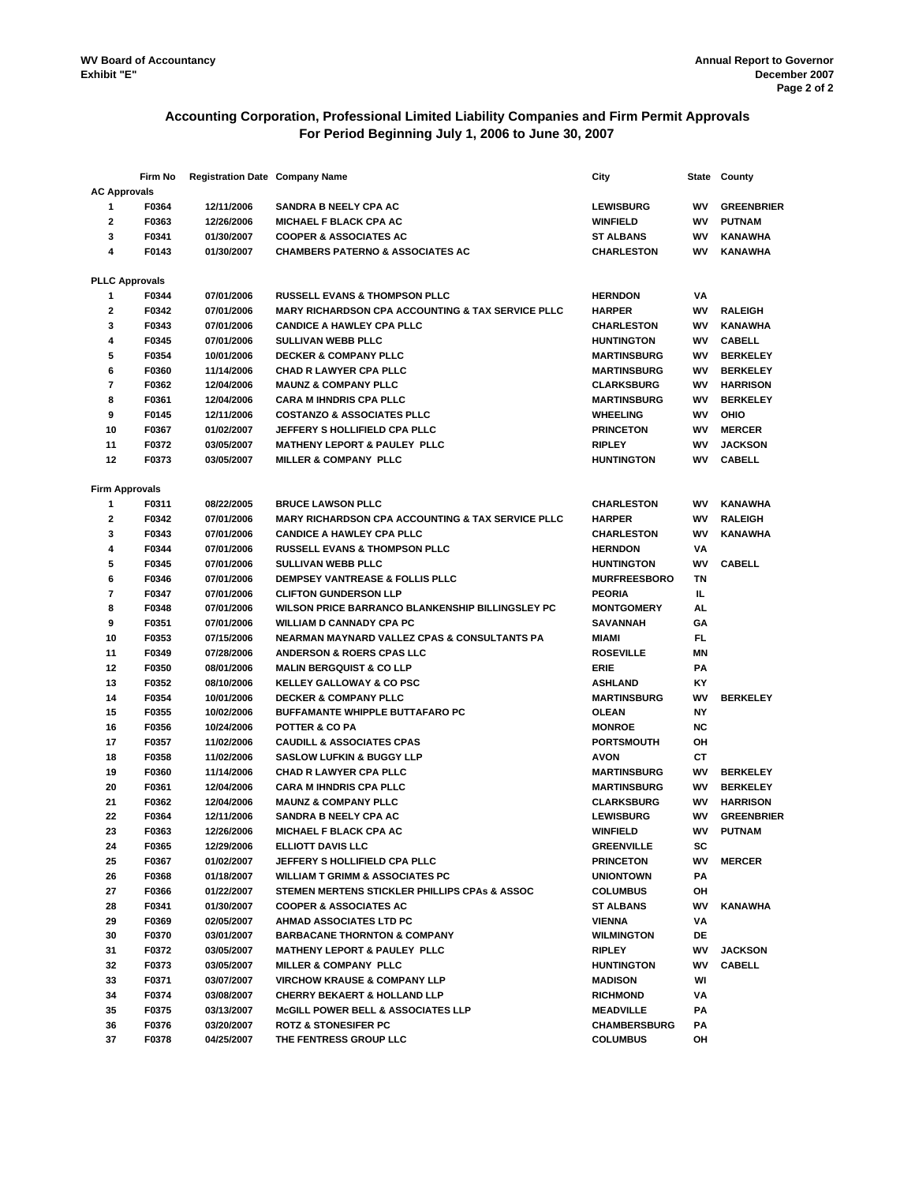WV Board of Accountancy
Exhibit "E"

Annual Report to Governor
December 2007

## Accounting Corporation, Professional Limited Liability Companies and Firm Permit Approvals
## For Period Beginning July 1, 2006 to June 30, 2007

| | Firm No | Registration Date | Company Name | City | State | County |
|---|---|---|---|---|---|---|
| **AC Approvals** | | | | | | |
| 1 | F0364 | 12/11/2006 | SANDRA B NEELY CPA AC | LEWISBURG | WV | GREENBRIER |
| 2 | F0363 | 12/26/2006 | MICHAEL F BLACK CPA AC | WINFIELD | WV | PUTNAM |
| 3 | F0341 | 01/30/2007 | COOPER & ASSOCIATES AC | ST ALBANS | WV | KANAWHA |
| 4 | F0143 | 01/30/2007 | CHAMBERS PATERNO & ASSOCIATES AC | CHARLESTON | WV | KANAWHA |
| **PLLC Approvals** | | | | | | |
| 1 | F0344 | 07/01/2006 | RUSSELL EVANS & THOMPSON PLLC | HERNDON | VA | |
| 2 | F0342 | 07/01/2006 | MARY RICHARDSON CPA ACCOUNTING & TAX SERVICE PLLC | HARPER | WV | RALEIGH |
| 3 | F0343 | 07/01/2006 | CANDICE A HAWLEY CPA PLLC | CHARLESTON | WV | KANAWHA |
| 4 | F0345 | 07/01/2006 | SULLIVAN WEBB PLLC | HUNTINGTON | WV | CABELL |
| 5 | F0354 | 10/01/2006 | DECKER & COMPANY PLLC | MARTINSBURG | WV | BERKELEY |
| 6 | F0360 | 11/14/2006 | CHAD R LAWYER CPA PLLC | MARTINSBURG | WV | BERKELEY |
| 7 | F0362 | 12/04/2006 | MAUNZ & COMPANY PLLC | CLARKSBURG | WV | HARRISON |
| 8 | F0361 | 12/04/2006 | CARA M IHNDRIS CPA PLLC | MARTINSBURG | WV | BERKELEY |
| 9 | F0145 | 12/11/2006 | COSTANZO & ASSOCIATES PLLC | WHEELING | WV | OHIO |
| 10 | F0367 | 01/02/2007 | JEFFERY S HOLLIFIELD CPA PLLC | PRINCETON | WV | MERCER |
| 11 | F0372 | 03/05/2007 | MATHENY LEPORT & PAULEY PLLC | RIPLEY | WV | JACKSON |
| 12 | F0373 | 03/05/2007 | MILLER & COMPANY PLLC | HUNTINGTON | WV | CABELL |
| **Firm Approvals** | | | | | | |
| 1 | F0311 | 08/22/2005 | BRUCE LAWSON PLLC | CHARLESTON | WV | KANAWHA |
| 2 | F0342 | 07/01/2006 | MARY RICHARDSON CPA ACCOUNTING & TAX SERVICE PLLC | HARPER | WV | RALEIGH |
| 3 | F0343 | 07/01/2006 | CANDICE A HAWLEY CPA PLLC | CHARLESTON | WV | KANAWHA |
| 4 | F0344 | 07/01/2006 | RUSSELL EVANS & THOMPSON PLLC | HERNDON | VA | |
| 5 | F0345 | 07/01/2006 | SULLIVAN WEBB PLLC | HUNTINGTON | WV | CABELL |
| 6 | F0346 | 07/01/2006 | DEMPSEY VANTREASE & FOLLIS PLLC | MURFREESBORO | TN | |
| 7 | F0347 | 07/01/2006 | CLIFTON GUNDERSON LLP | PEORIA | IL | |
| 8 | F0348 | 07/01/2006 | WILSON PRICE BARRANCO BLANKENSHIP BILLINGSLEY PC | MONTGOMERY | AL | |
| 9 | F0351 | 07/01/2006 | WILLIAM D CANNADY CPA PC | SAVANNAH | GA | |
| 10 | F0353 | 07/15/2006 | NEARMAN MAYNARD VALLEZ CPAS & CONSULTANTS PA | MIAMI | FL | |
| 11 | F0349 | 07/28/2006 | ANDERSON & ROERS CPAS LLC | ROSEVILLE | MN | |
| 12 | F0350 | 08/01/2006 | MALIN BERGQUIST & CO LLP | ERIE | PA | |
| 13 | F0352 | 08/10/2006 | KELLEY GALLOWAY & CO PSC | ASHLAND | KY | |
| 14 | F0354 | 10/01/2006 | DECKER & COMPANY PLLC | MARTINSBURG | WV | BERKELEY |
| 15 | F0355 | 10/02/2006 | BUFFAMANTE WHIPPLE BUTTAFARO PC | OLEAN | NY | |
| 16 | F0356 | 10/24/2006 | POTTER & CO PA | MONROE | NC | |
| 17 | F0357 | 11/02/2006 | CAUDILL & ASSOCIATES CPAS | PORTSMOUTH | OH | |
| 18 | F0358 | 11/02/2006 | SASLOW LUFKIN & BUGGY LLP | AVON | CT | |
| 19 | F0360 | 11/14/2006 | CHAD R LAWYER CPA PLLC | MARTINSBURG | WV | BERKELEY |
| 20 | F0361 | 12/04/2006 | CARA M IHNDRIS CPA PLLC | MARTINSBURG | WV | BERKELEY |
| 21 | F0362 | 12/04/2006 | MAUNZ & COMPANY PLLC | CLARKSBURG | WV | HARRISON |
| 22 | F0364 | 12/11/2006 | SANDRA B NEELY CPA AC | LEWISBURG | WV | GREENBRIER |
| 23 | F0363 | 12/26/2006 | MICHAEL F BLACK CPA AC | WINFIELD | WV | PUTNAM |
| 24 | F0365 | 12/29/2006 | ELLIOTT DAVIS LLC | GREENVILLE | SC | |
| 25 | F0367 | 01/02/2007 | JEFFERY S HOLLIFIELD CPA PLLC | PRINCETON | WV | MERCER |
| 26 | F0368 | 01/18/2007 | WILLIAM T GRIMM & ASSOCIATES PC | UNIONTOWN | PA | |
| 27 | F0366 | 01/22/2007 | STEMEN MERTENS STICKLER PHILLIPS CPAs & ASSOC | COLUMBUS | OH | |
| 28 | F0341 | 01/30/2007 | COOPER & ASSOCIATES AC | ST ALBANS | WV | KANAWHA |
| 29 | F0369 | 02/05/2007 | AHMAD ASSOCIATES LTD PC | VIENNA | VA | |
| 30 | F0370 | 03/01/2007 | BARBACANE THORNTON & COMPANY | WILMINGTON | DE | |
| 31 | F0372 | 03/05/2007 | MATHENY LEPORT & PAULEY PLLC | RIPLEY | WV | JACKSON |
| 32 | F0373 | 03/05/2007 | MILLER & COMPANY PLLC | HUNTINGTON | WV | CABELL |
| 33 | F0371 | 03/07/2007 | VIRCHOW KRAUSE & COMPANY LLP | MADISON | WI | |
| 34 | F0374 | 03/08/2007 | CHERRY BEKAERT & HOLLAND LLP | RICHMOND | VA | |
| 35 | F0375 | 03/13/2007 | McGILL POWER BELL & ASSOCIATES LLP | MEADVILLE | PA | |
| 36 | F0376 | 03/20/2007 | ROTZ & STONESIFER PC | CHAMBERSBURG | PA | |
| 37 | F0378 | 04/25/2007 | THE FENTRESS GROUP LLC | COLUMBUS | OH | |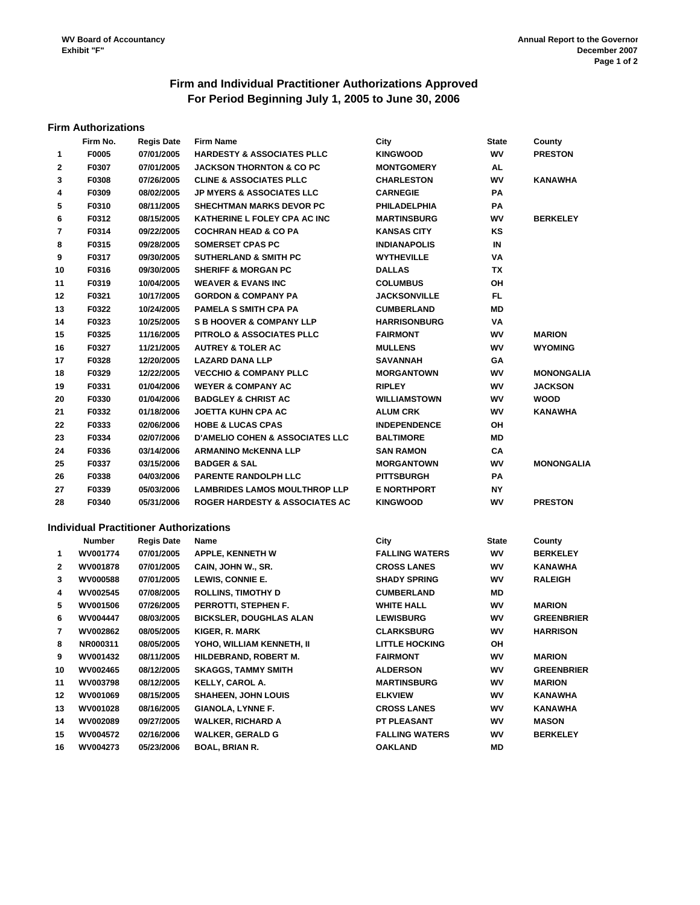WV Board of Accountancy
Exhibit "F"

Annual Report to the Governor
December 2007

# Firm and Individual Practitioner Authorizations Approved
# For Period Beginning July 1, 2005 to June 30, 2006

## Firm Authorizations

| | Firm No. | Regis Date | Firm Name | City | State | County |
|---|---|---|---|---|---|---|
| 1 | F0005 | 07/01/2005 | HARDESTY & ASSOCIATES PLLC | KINGWOOD | WV | PRESTON |
| 2 | F0307 | 07/01/2005 | JACKSON THORNTON & CO PC | MONTGOMERY | AL | |
| 3 | F0308 | 07/26/2005 | CLINE & ASSOCIATES PLLC | CHARLESTON | WV | KANAWHA |
| 4 | F0309 | 08/02/2005 | JP MYERS & ASSOCIATES LLC | CARNEGIE | PA | |
| 5 | F0310 | 08/11/2005 | SHECHTMAN MARKS DEVOR PC | PHILADELPHIA | PA | |
| 6 | F0312 | 08/15/2005 | KATHERINE L FOLEY CPA AC INC | MARTINSBURG | WV | BERKELEY |
| 7 | F0314 | 09/22/2005 | COCHRAN HEAD & CO PA | KANSAS CITY | KS | |
| 8 | F0315 | 09/28/2005 | SOMERSET CPAS PC | INDIANAPOLIS | IN | |
| 9 | F0317 | 09/30/2005 | SUTHERLAND & SMITH PC | WYTHEVILLE | VA | |
| 10 | F0316 | 09/30/2005 | SHERIFF & MORGAN PC | DALLAS | TX | |
| 11 | F0319 | 10/04/2005 | WEAVER & EVANS INC | COLUMBUS | OH | |
| 12 | F0321 | 10/17/2005 | GORDON & COMPANY PA | JACKSONVILLE | FL | |
| 13 | F0322 | 10/24/2005 | PAMELA S SMITH CPA PA | CUMBERLAND | MD | |
| 14 | F0323 | 10/25/2005 | S B HOOVER & COMPANY LLP | HARRISONBURG | VA | |
| 15 | F0325 | 11/16/2005 | PITROLO & ASSOCIATES PLLC | FAIRMONT | WV | MARION |
| 16 | F0327 | 11/21/2005 | AUTREY & TOLER AC | MULLENS | WV | WYOMING |
| 17 | F0328 | 12/20/2005 | LAZARD DANA LLP | SAVANNAH | GA | |
| 18 | F0329 | 12/22/2005 | VECCHIO & COMPANY PLLC | MORGANTOWN | WV | MONONGALIA |
| 19 | F0331 | 01/04/2006 | WEYER & COMPANY AC | RIPLEY | WV | JACKSON |
| 20 | F0330 | 01/04/2006 | BADGLEY & CHRIST AC | WILLIAMSTOWN | WV | WOOD |
| 21 | F0332 | 01/18/2006 | JOETTA KUHN CPA AC | ALUM CRK | WV | KANAWHA |
| 22 | F0333 | 02/06/2006 | HOBE & LUCAS CPAS | INDEPENDENCE | OH | |
| 23 | F0334 | 02/07/2006 | D'AMELIO COHEN & ASSOCIATES LLC | BALTIMORE | MD | |
| 24 | F0336 | 03/14/2006 | ARMANINO McKENNA LLP | SAN RAMON | CA | |
| 25 | F0337 | 03/15/2006 | BADGER & SAL | MORGANTOWN | WV | MONONGALIA |
| 26 | F0338 | 04/03/2006 | PARENTE RANDOLPH LLC | PITTSBURGH | PA | |
| 27 | F0339 | 05/03/2006 | LAMBRIDES LAMOS MOULTHROP LLP | E NORTHPORT | NY | |
| 28 | F0340 | 05/31/2006 | ROGER HARDESTY & ASSOCIATES AC | KINGWOOD | WV | PRESTON |

## Individual Practitioner Authorizations

| | Number | Regis Date | Name | City | State | County |
|---|---|---|---|---|---|---|
| 1 | WV001774 | 07/01/2005 | APPLE, KENNETH W | FALLING WATERS | WV | BERKELEY |
| 2 | WV001878 | 07/01/2005 | CAIN, JOHN W., SR. | CROSS LANES | WV | KANAWHA |
| 3 | WV000588 | 07/01/2005 | LEWIS, CONNIE E. | SHADY SPRING | WV | RALEIGH |
| 4 | WV002545 | 07/08/2005 | ROLLINS, TIMOTHY D | CUMBERLAND | MD | |
| 5 | WV001506 | 07/26/2005 | PERROTTI, STEPHEN F. | WHITE HALL | WV | MARION |
| 6 | WV004447 | 08/03/2005 | BICKSLER, DOUGHLAS ALAN | LEWISBURG | WV | GREENBRIER |
| 7 | WV002862 | 08/05/2005 | KIGER, R. MARK | CLARKSBURG | WV | HARRISON |
| 8 | NR000311 | 08/05/2005 | YOHO, WILLIAM KENNETH, II | LITTLE HOCKING | OH | |
| 9 | WV001432 | 08/11/2005 | HILDEBRAND, ROBERT M. | FAIRMONT | WV | MARION |
| 10 | WV002465 | 08/12/2005 | SKAGGS, TAMMY SMITH | ALDERSON | WV | GREENBRIER |
| 11 | WV003798 | 08/12/2005 | KELLY, CAROL A. | MARTINSBURG | WV | MARION |
| 12 | WV001069 | 08/15/2005 | SHAHEEN, JOHN LOUIS | ELKVIEW | WV | KANAWHA |
| 13 | WV001028 | 08/16/2005 | GIANOLA, LYNNE F. | CROSS LANES | WV | KANAWHA |
| 14 | WV002089 | 09/27/2005 | WALKER, RICHARD A | PT PLEASANT | WV | MASON |
| 15 | WV004572 | 02/16/2006 | WALKER, GERALD G | FALLING WATERS | WV | BERKELEY |
| 16 | WV004273 | 05/23/2006 | BOAL, BRIAN R. | OAKLAND | MD | |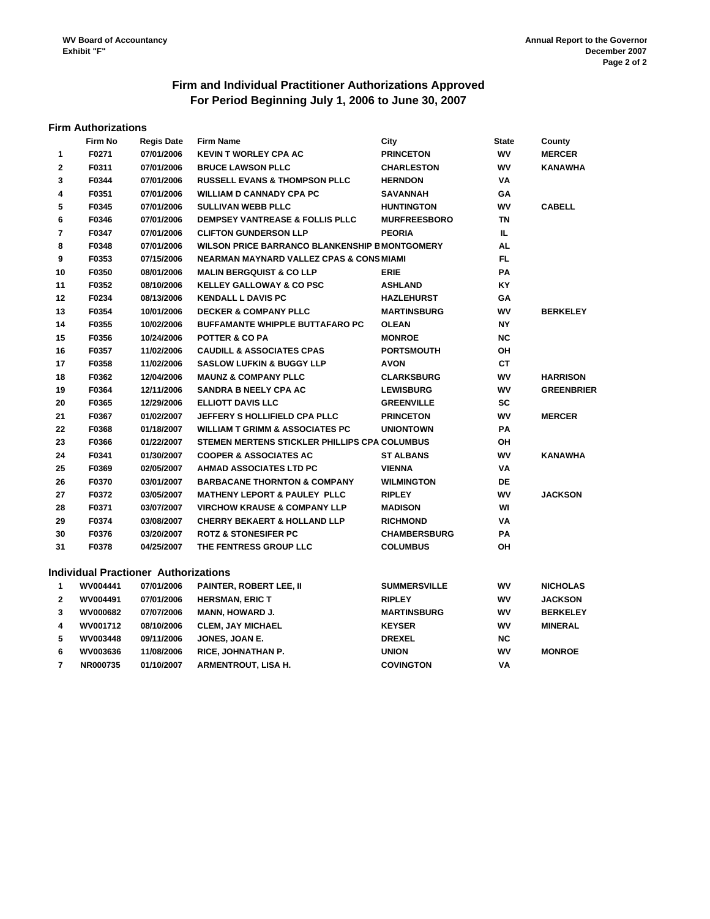WV Board of Accountancy
Exhibit "F"

Annual Report to the Governor
December 2007

# Firm and Individual Practitioner Authorizations Approved
# For Period Beginning July 1, 2006 to June 30, 2007

## Firm Authorizations

| | Firm No | Regis Date | Firm Name | City | State | County |
|---|---|---|---|---|---|---|
| 1 | F0271 | 07/01/2006 | KEVIN T WORLEY CPA AC | PRINCETON | WV | MERCER |
| 2 | F0311 | 07/01/2006 | BRUCE LAWSON PLLC | CHARLESTON | WV | KANAWHA |
| 3 | F0344 | 07/01/2006 | RUSSELL EVANS & THOMPSON PLLC | HERNDON | VA | |
| 4 | F0351 | 07/01/2006 | WILLIAM D CANNADY CPA PC | SAVANNAH | GA | |
| 5 | F0345 | 07/01/2006 | SULLIVAN WEBB PLLC | HUNTINGTON | WV | CABELL |
| 6 | F0346 | 07/01/2006 | DEMPSEY VANTREASE & FOLLIS PLLC | MURFREESBORO | TN | |
| 7 | F0347 | 07/01/2006 | CLIFTON GUNDERSON LLP | PEORIA | IL | |
| 8 | F0348 | 07/01/2006 | WILSON PRICE BARRANCO BLANKENSHIP B | MONTGOMERY | AL | |
| 9 | F0353 | 07/15/2006 | NEARMAN MAYNARD VALLEZ CPAS & CONS | MIAMI | FL | |
| 10 | F0350 | 08/01/2006 | MALIN BERGQUIST & CO LLP | ERIE | PA | |
| 11 | F0352 | 08/10/2006 | KELLEY GALLOWAY & CO PSC | ASHLAND | KY | |
| 12 | F0234 | 08/13/2006 | KENDALL L DAVIS PC | HAZLEHURST | GA | |
| 13 | F0354 | 10/01/2006 | DECKER & COMPANY PLLC | MARTINSBURG | WV | BERKELEY |
| 14 | F0355 | 10/02/2006 | BUFFAMANTE WHIPPLE BUTTAFARO PC | OLEAN | NY | |
| 15 | F0356 | 10/24/2006 | POTTER & CO PA | MONROE | NC | |
| 16 | F0357 | 11/02/2006 | CAUDILL & ASSOCIATES CPAS | PORTSMOUTH | OH | |
| 17 | F0358 | 11/02/2006 | SASLOW LUFKIN & BUGGY LLP | AVON | CT | |
| 18 | F0362 | 12/04/2006 | MAUNZ & COMPANY PLLC | CLARKSBURG | WV | HARRISON |
| 19 | F0364 | 12/11/2006 | SANDRA B NEELY CPA AC | LEWISBURG | WV | GREENBRIER |
| 20 | F0365 | 12/29/2006 | ELLIOTT DAVIS LLC | GREENVILLE | SC | |
| 21 | F0367 | 01/02/2007 | JEFFERY S HOLLIFIELD CPA PLLC | PRINCETON | WV | MERCER |
| 22 | F0368 | 01/18/2007 | WILLIAM T GRIMM & ASSOCIATES PC | UNIONTOWN | PA | |
| 23 | F0366 | 01/22/2007 | STEMEN MERTENS STICKLER PHILLIPS CPA | COLUMBUS | OH | |
| 24 | F0341 | 01/30/2007 | COOPER & ASSOCIATES AC | ST ALBANS | WV | KANAWHA |
| 25 | F0369 | 02/05/2007 | AHMAD ASSOCIATES LTD PC | VIENNA | VA | |
| 26 | F0370 | 03/01/2007 | BARBACANE THORNTON & COMPANY | WILMINGTON | DE | |
| 27 | F0372 | 03/05/2007 | MATHENY LEPORT & PAULEY PLLC | RIPLEY | WV | JACKSON |
| 28 | F0371 | 03/07/2007 | VIRCHOW KRAUSE & COMPANY LLP | MADISON | WI | |
| 29 | F0374 | 03/08/2007 | CHERRY BEKAERT & HOLLAND LLP | RICHMOND | VA | |
| 30 | F0376 | 03/20/2007 | ROTZ & STONESIFER PC | CHAMBERSBURG | PA | |
| 31 | F0378 | 04/25/2007 | THE FENTRESS GROUP LLC | COLUMBUS | OH | |

## Individual Practioner Authorizations

| | | | | | | |
|---|---|---|---|---|---|---|
| 1 | WV004441 | 07/01/2006 | PAINTER, ROBERT LEE, II | SUMMERSVILLE | WV | NICHOLAS |
| 2 | WV004491 | 07/01/2006 | HERSMAN, ERIC T | RIPLEY | WV | JACKSON |
| 3 | WV000682 | 07/07/2006 | MANN, HOWARD J. | MARTINSBURG | WV | BERKELEY |
| 4 | WV001712 | 08/10/2006 | CLEM, JAY MICHAEL | KEYSER | WV | MINERAL |
| 5 | WV003448 | 09/11/2006 | JONES, JOAN E. | DREXEL | NC | |
| 6 | WV003636 | 11/08/2006 | RICE, JOHNATHAN P. | UNION | WV | MONROE |
| 7 | NR000735 | 01/10/2007 | ARMENTROUT, LISA H. | COVINGTON | VA | |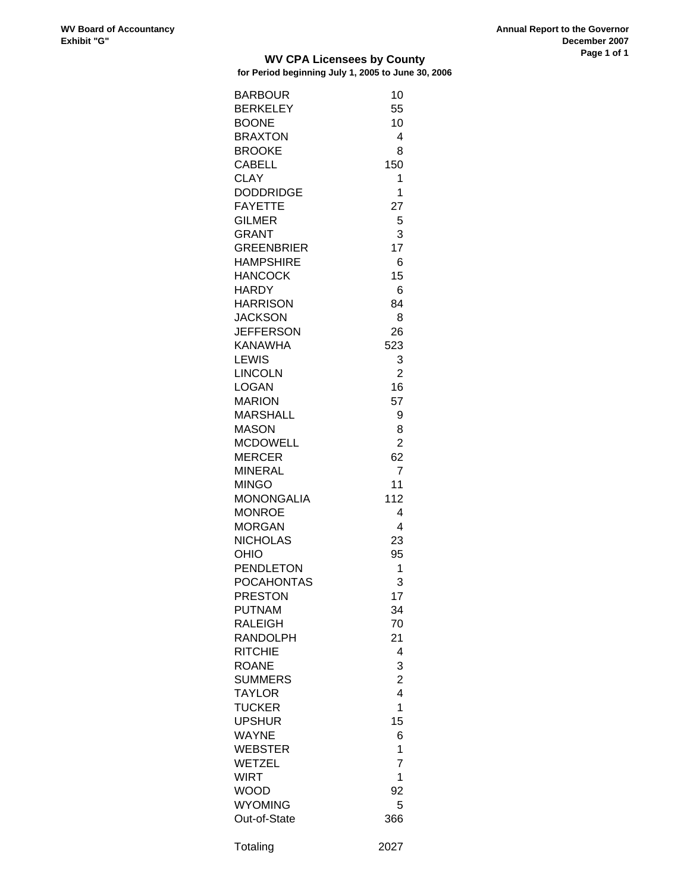WV Board of Accountancy
Exhibit "G"

Annual Report to the Governor
December 2007

## WV CPA Licensees by County

**for Period beginning July 1, 2005 to June 30, 2006**

| County | Count |
|---|---|
| BARBOUR | 10 |
| BERKELEY | 55 |
| BOONE | 10 |
| BRAXTON | 4 |
| BROOKE | 8 |
| CABELL | 150 |
| CLAY | 1 |
| DODDRIDGE | 1 |
| FAYETTE | 27 |
| GILMER | 5 |
| GRANT | 3 |
| GREENBRIER | 17 |
| HAMPSHIRE | 6 |
| HANCOCK | 15 |
| HARDY | 6 |
| HARRISON | 84 |
| JACKSON | 8 |
| JEFFERSON | 26 |
| KANAWHA | 523 |
| LEWIS | 3 |
| LINCOLN | 2 |
| LOGAN | 16 |
| MARION | 57 |
| MARSHALL | 9 |
| MASON | 8 |
| MCDOWELL | 2 |
| MERCER | 62 |
| MINERAL | 7 |
| MINGO | 11 |
| MONONGALIA | 112 |
| MONROE | 4 |
| MORGAN | 4 |
| NICHOLAS | 23 |
| OHIO | 95 |
| PENDLETON | 1 |
| POCAHONTAS | 3 |
| PRESTON | 17 |
| PUTNAM | 34 |
| RALEIGH | 70 |
| RANDOLPH | 21 |
| RITCHIE | 4 |
| ROANE | 3 |
| SUMMERS | 2 |
| TAYLOR | 4 |
| TUCKER | 1 |
| UPSHUR | 15 |
| WAYNE | 6 |
| WEBSTER | 1 |
| WETZEL | 7 |
| WIRT | 1 |
| WOOD | 92 |
| WYOMING | 5 |
| Out-of-State | 366 |
| | |
| Totaling | 2027 |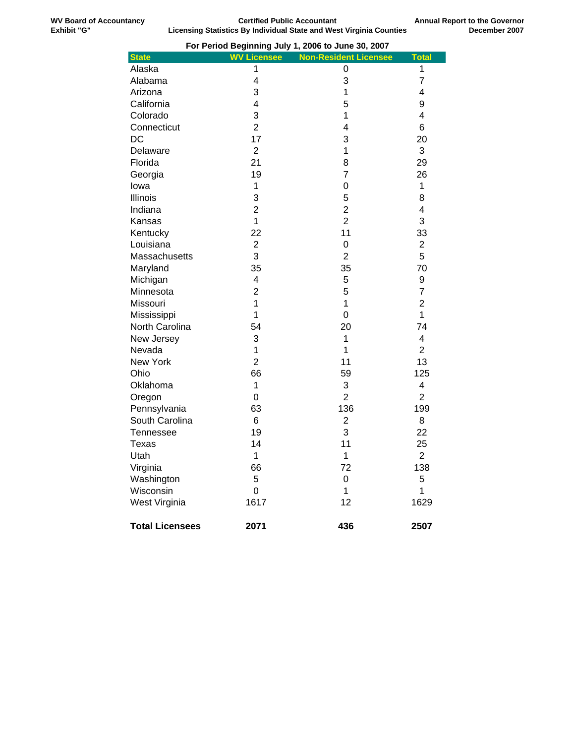WV Board of Accountancy
Exhibit "G"

Certified Public Accountant
Licensing Statistics By Individual State and West Virginia Counties

Annual Report to the Governor
December 2007

**For Period Beginning July 1, 2006 to June 30, 2007**

| State | WV Licensee | Non-Resident Licensee | Total |
|---|---|---|---|
| Alaska | 1 | 0 | 1 |
| Alabama | 4 | 3 | 7 |
| Arizona | 3 | 1 | 4 |
| California | 4 | 5 | 9 |
| Colorado | 3 | 1 | 4 |
| Connecticut | 2 | 4 | 6 |
| DC | 17 | 3 | 20 |
| Delaware | 2 | 1 | 3 |
| Florida | 21 | 8 | 29 |
| Georgia | 19 | 7 | 26 |
| Iowa | 1 | 0 | 1 |
| Illinois | 3 | 5 | 8 |
| Indiana | 2 | 2 | 4 |
| Kansas | 1 | 2 | 3 |
| Kentucky | 22 | 11 | 33 |
| Louisiana | 2 | 0 | 2 |
| Massachusetts | 3 | 2 | 5 |
| Maryland | 35 | 35 | 70 |
| Michigan | 4 | 5 | 9 |
| Minnesota | 2 | 5 | 7 |
| Missouri | 1 | 1 | 2 |
| Mississippi | 1 | 0 | 1 |
| North Carolina | 54 | 20 | 74 |
| New Jersey | 3 | 1 | 4 |
| Nevada | 1 | 1 | 2 |
| New York | 2 | 11 | 13 |
| Ohio | 66 | 59 | 125 |
| Oklahoma | 1 | 3 | 4 |
| Oregon | 0 | 2 | 2 |
| Pennsylvania | 63 | 136 | 199 |
| South Carolina | 6 | 2 | 8 |
| Tennessee | 19 | 3 | 22 |
| Texas | 14 | 11 | 25 |
| Utah | 1 | 1 | 2 |
| Virginia | 66 | 72 | 138 |
| Washington | 5 | 0 | 5 |
| Wisconsin | 0 | 1 | 1 |
| West Virginia | 1617 | 12 | 1629 |
| **Total Licensees** | **2071** | **436** | **2507** |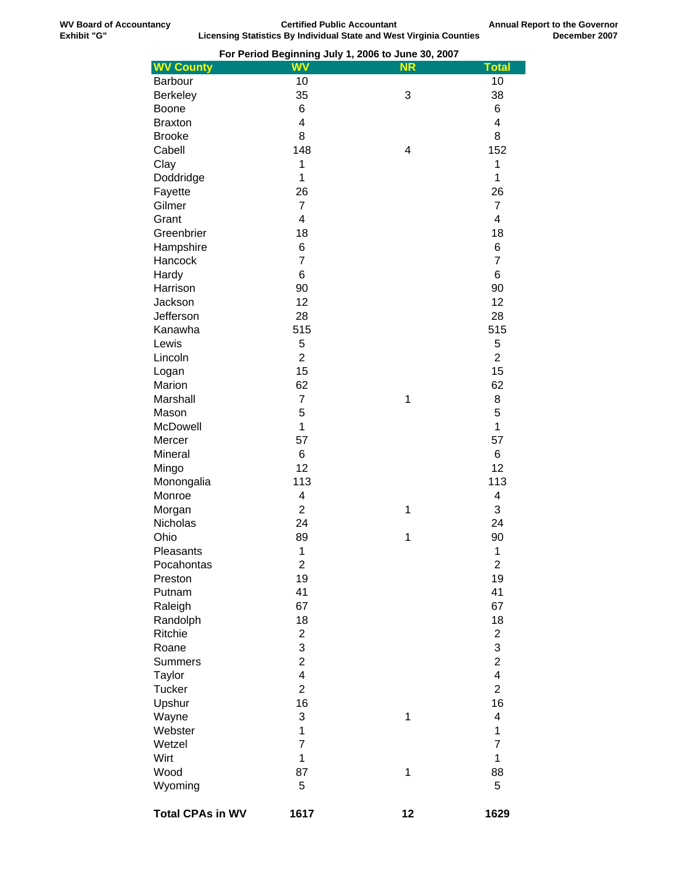WV Board of Accountancy
Exhibit "G"

**Certified Public Accountant**
**Licensing Statistics By Individual State and West Virginia Counties**

**Annual Report to the Governor**
**December 2007**

**For Period Beginning July 1, 2006 to June 30, 2007**

| WV County | WV | NR | Total |
|---|---|---|---|
| Barbour | 10 | | 10 |
| Berkeley | 35 | 3 | 38 |
| Boone | 6 | | 6 |
| Braxton | 4 | | 4 |
| Brooke | 8 | | 8 |
| Cabell | 148 | 4 | 152 |
| Clay | 1 | | 1 |
| Doddridge | 1 | | 1 |
| Fayette | 26 | | 26 |
| Gilmer | 7 | | 7 |
| Grant | 4 | | 4 |
| Greenbrier | 18 | | 18 |
| Hampshire | 6 | | 6 |
| Hancock | 7 | | 7 |
| Hardy | 6 | | 6 |
| Harrison | 90 | | 90 |
| Jackson | 12 | | 12 |
| Jefferson | 28 | | 28 |
| Kanawha | 515 | | 515 |
| Lewis | 5 | | 5 |
| Lincoln | 2 | | 2 |
| Logan | 15 | | 15 |
| Marion | 62 | | 62 |
| Marshall | 7 | 1 | 8 |
| Mason | 5 | | 5 |
| McDowell | 1 | | 1 |
| Mercer | 57 | | 57 |
| Mineral | 6 | | 6 |
| Mingo | 12 | | 12 |
| Monongalia | 113 | | 113 |
| Monroe | 4 | | 4 |
| Morgan | 2 | 1 | 3 |
| Nicholas | 24 | | 24 |
| Ohio | 89 | 1 | 90 |
| Pleasants | 1 | | 1 |
| Pocahontas | 2 | | 2 |
| Preston | 19 | | 19 |
| Putnam | 41 | | 41 |
| Raleigh | 67 | | 67 |
| Randolph | 18 | | 18 |
| Ritchie | 2 | | 2 |
| Roane | 3 | | 3 |
| Summers | 2 | | 2 |
| Taylor | 4 | | 4 |
| Tucker | 2 | | 2 |
| Upshur | 16 | | 16 |
| Wayne | 3 | 1 | 4 |
| Webster | 1 | | 1 |
| Wetzel | 7 | | 7 |
| Wirt | 1 | | 1 |
| Wood | 87 | 1 | 88 |
| Wyoming | 5 | | 5 |
| **Total CPAs in WV** | **1617** | **12** | **1629** |